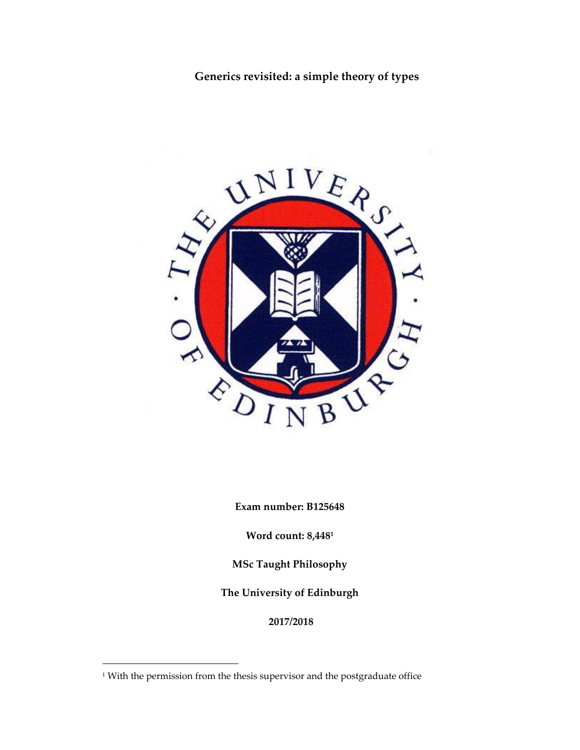# Generics revisited: a simple theory of types

**Exam number: B125648**

**Word count: 8,448[1]**

**MSc Taught Philosophy**

**The University of Edinburgh**

**2017/2018**

[1] With the permission from the thesis supervisor and the postgraduate office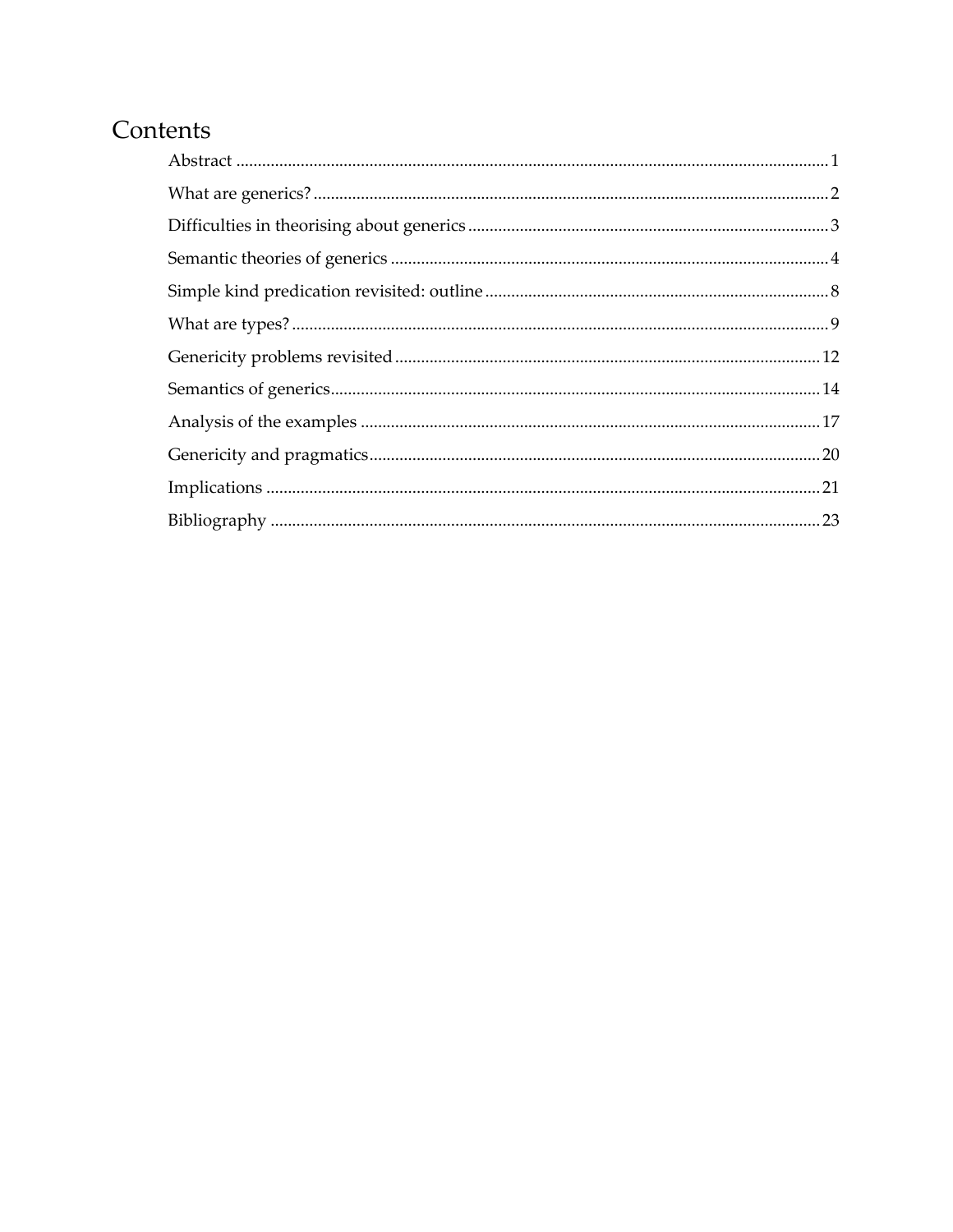# Contents

- Abstract ........................................................................................................................ 1
- What are generics? ........................................................................................................ 2
- Difficulties in theorising about generics .................................................................... 3
- Semantic theories of generics ...................................................................................... 4
- Simple kind predication revisited: outline ................................................................. 8
- What are types? ............................................................................................................. 9
- Genericity problems revisited .................................................................................... 12
- Semantics of generics .................................................................................................. 14
- Analysis of the examples ............................................................................................ 17
- Genericity and pragmatics .......................................................................................... 20
- Implications .................................................................................................................. 21
- Bibliography ................................................................................................................. 23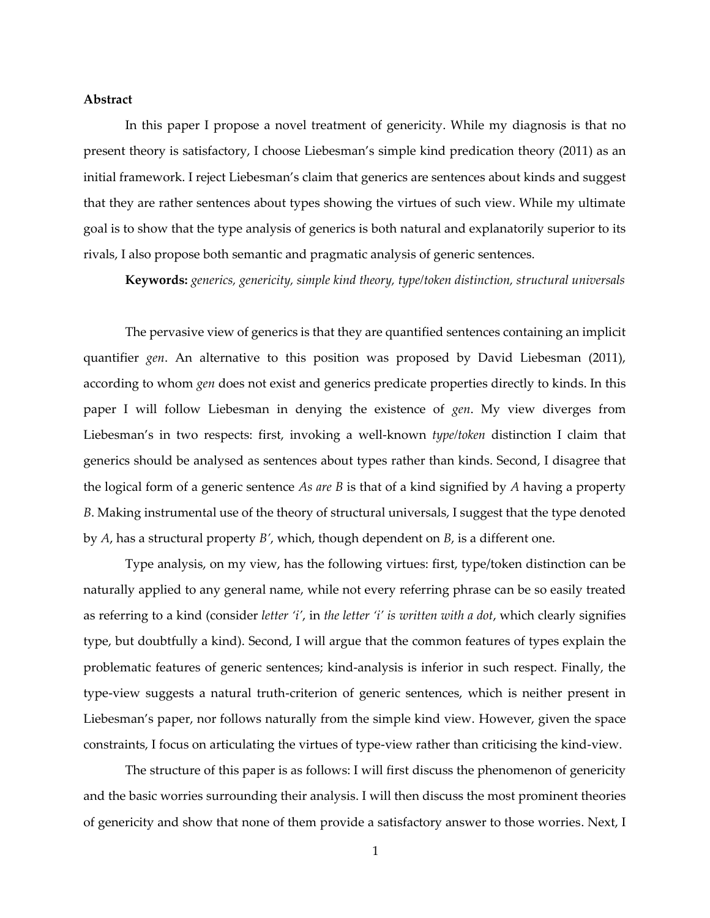**Abstract**

In this paper I propose a novel treatment of genericity. While my diagnosis is that no present theory is satisfactory, I choose Liebesman's simple kind predication theory (2011) as an initial framework. I reject Liebesman's claim that generics are sentences about kinds and suggest that they are rather sentences about types showing the virtues of such view. While my ultimate goal is to show that the type analysis of generics is both natural and explanatorily superior to its rivals, I also propose both semantic and pragmatic analysis of generic sentences.

**Keywords:** *generics, genericity, simple kind theory, type/token distinction, structural universals*

The pervasive view of generics is that they are quantified sentences containing an implicit quantifier *gen*. An alternative to this position was proposed by David Liebesman (2011), according to whom *gen* does not exist and generics predicate properties directly to kinds. In this paper I will follow Liebesman in denying the existence of *gen*. My view diverges from Liebesman's in two respects: first, invoking a well-known *type/token* distinction I claim that generics should be analysed as sentences about types rather than kinds. Second, I disagree that the logical form of a generic sentence *As are B* is that of a kind signified by *A* having a property *B*. Making instrumental use of the theory of structural universals, I suggest that the type denoted by *A*, has a structural property *B'*, which, though dependent on *B*, is a different one.

Type analysis, on my view, has the following virtues: first, type/token distinction can be naturally applied to any general name, while not every referring phrase can be so easily treated as referring to a kind (consider *letter 'i'*, in *the letter 'i' is written with a dot*, which clearly signifies type, but doubtfully a kind). Second, I will argue that the common features of types explain the problematic features of generic sentences; kind-analysis is inferior in such respect. Finally, the type-view suggests a natural truth-criterion of generic sentences, which is neither present in Liebesman's paper, nor follows naturally from the simple kind view. However, given the space constraints, I focus on articulating the virtues of type-view rather than criticising the kind-view.

The structure of this paper is as follows: I will first discuss the phenomenon of genericity and the basic worries surrounding their analysis. I will then discuss the most prominent theories of genericity and show that none of them provide a satisfactory answer to those worries. Next, I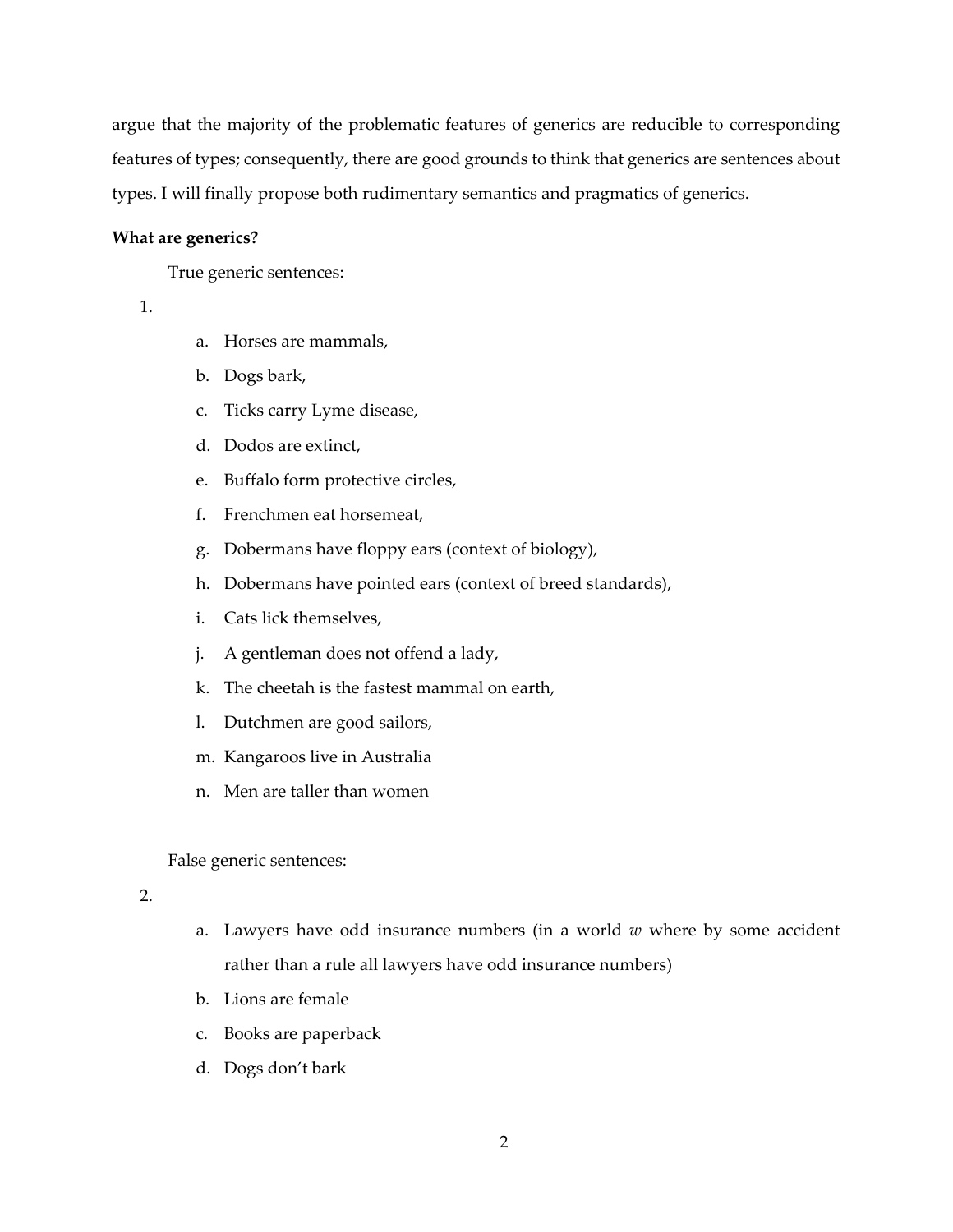argue that the majority of the problematic features of generics are reducible to corresponding features of types; consequently, there are good grounds to think that generics are sentences about types. I will finally propose both rudimentary semantics and pragmatics of generics.

**What are generics?**

True generic sentences:

1.
    a. Horses are mammals,
    b. Dogs bark,
    c. Ticks carry Lyme disease,
    d. Dodos are extinct,
    e. Buffalo form protective circles,
    f. Frenchmen eat horsemeat,
    g. Dobermans have floppy ears (context of biology),
    h. Dobermans have pointed ears (context of breed standards),
    i. Cats lick themselves,
    j. A gentleman does not offend a lady,
    k. The cheetah is the fastest mammal on earth,
    l. Dutchmen are good sailors,
    m. Kangaroos live in Australia
    n. Men are taller than women

False generic sentences:

2.
    a. Lawyers have odd insurance numbers (in a world $w$ where by some accident rather than a rule all lawyers have odd insurance numbers)
    b. Lions are female
    c. Books are paperback
    d. Dogs don't bark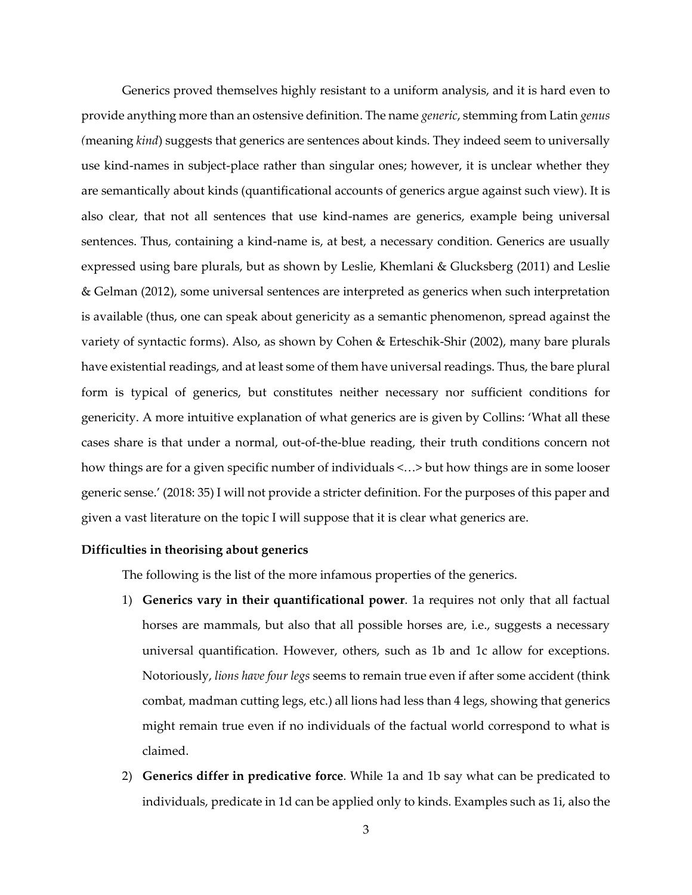Generics proved themselves highly resistant to a uniform analysis, and it is hard even to provide anything more than an ostensive definition. The name *generic*, stemming from Latin *genus (*meaning *kind*) suggests that generics are sentences about kinds. They indeed seem to universally use kind-names in subject-place rather than singular ones; however, it is unclear whether they are semantically about kinds (quantificational accounts of generics argue against such view). It is also clear, that not all sentences that use kind-names are generics, example being universal sentences. Thus, containing a kind-name is, at best, a necessary condition. Generics are usually expressed using bare plurals, but as shown by Leslie, Khemlani & Glucksberg (2011) and Leslie & Gelman (2012), some universal sentences are interpreted as generics when such interpretation is available (thus, one can speak about genericity as a semantic phenomenon, spread against the variety of syntactic forms). Also, as shown by Cohen & Erteschik-Shir (2002), many bare plurals have existential readings, and at least some of them have universal readings. Thus, the bare plural form is typical of generics, but constitutes neither necessary nor sufficient conditions for genericity. A more intuitive explanation of what generics are is given by Collins: 'What all these cases share is that under a normal, out-of-the-blue reading, their truth conditions concern not how things are for a given specific number of individuals <…> but how things are in some looser generic sense.' (2018: 35) I will not provide a stricter definition. For the purposes of this paper and given a vast literature on the topic I will suppose that it is clear what generics are.

**Difficulties in theorising about generics**

The following is the list of the more infamous properties of the generics.

1) **Generics vary in their quantificational power**. 1a requires not only that all factual horses are mammals, but also that all possible horses are, i.e., suggests a necessary universal quantification. However, others, such as 1b and 1c allow for exceptions. Notoriously, *lions have four legs* seems to remain true even if after some accident (think combat, madman cutting legs, etc.) all lions had less than 4 legs, showing that generics might remain true even if no individuals of the factual world correspond to what is claimed.

2) **Generics differ in predicative force**. While 1a and 1b say what can be predicated to individuals, predicate in 1d can be applied only to kinds. Examples such as 1i, also the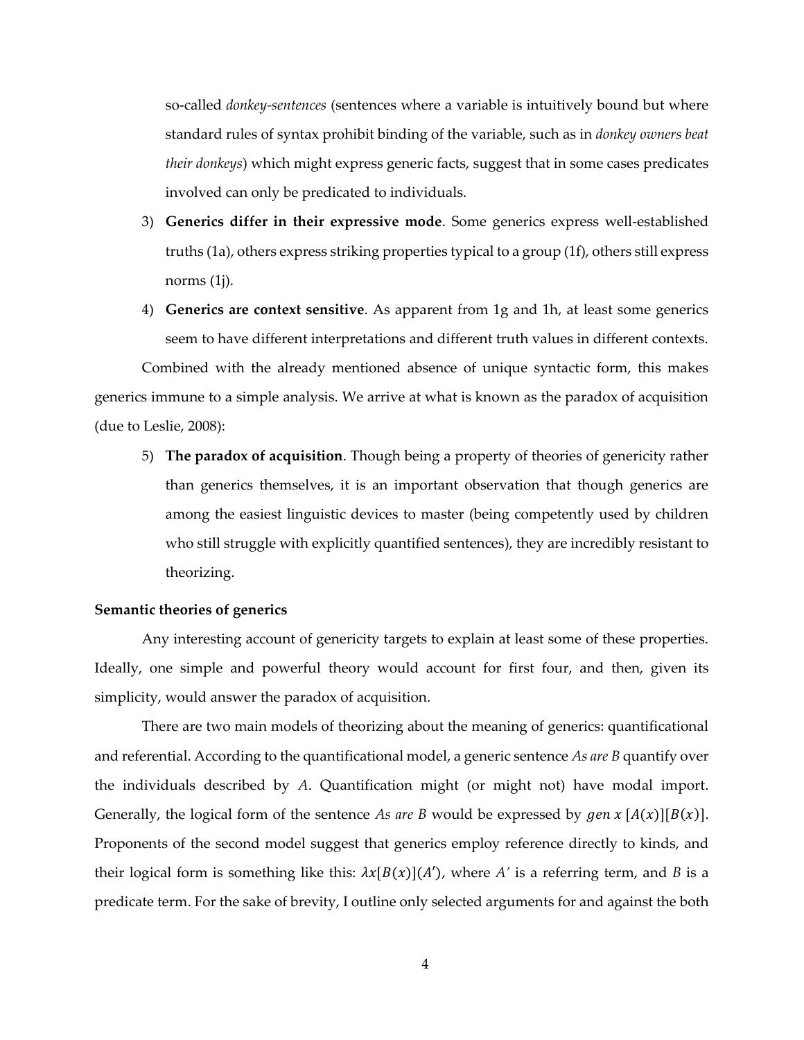so-called *donkey-sentences* (sentences where a variable is intuitively bound but where standard rules of syntax prohibit binding of the variable, such as in *donkey owners beat their donkeys*) which might express generic facts, suggest that in some cases predicates involved can only be predicated to individuals.

3) **Generics differ in their expressive mode**. Some generics express well-established truths (1a), others express striking properties typical to a group (1f), others still express norms (1j).

4) **Generics are context sensitive**. As apparent from 1g and 1h, at least some generics seem to have different interpretations and different truth values in different contexts.

Combined with the already mentioned absence of unique syntactic form, this makes generics immune to a simple analysis. We arrive at what is known as the paradox of acquisition (due to Leslie, 2008):

5) **The paradox of acquisition**. Though being a property of theories of genericity rather than generics themselves, it is an important observation that though generics are among the easiest linguistic devices to master (being competently used by children who still struggle with explicitly quantified sentences), they are incredibly resistant to theorizing.

**Semantic theories of generics**

Any interesting account of genericity targets to explain at least some of these properties. Ideally, one simple and powerful theory would account for first four, and then, given its simplicity, would answer the paradox of acquisition.

There are two main models of theorizing about the meaning of generics: quantificational and referential. According to the quantificational model, a generic sentence *As are B* quantify over the individuals described by *A*. Quantification might (or might not) have modal import. Generally, the logical form of the sentence *As are B* would be expressed by $gen\ x\ [A(x)][B(x)]$. Proponents of the second model suggest that generics employ reference directly to kinds, and their logical form is something like this: $\lambda x[B(x)](A')$, where *A'* is a referring term, and *B* is a predicate term. For the sake of brevity, I outline only selected arguments for and against the both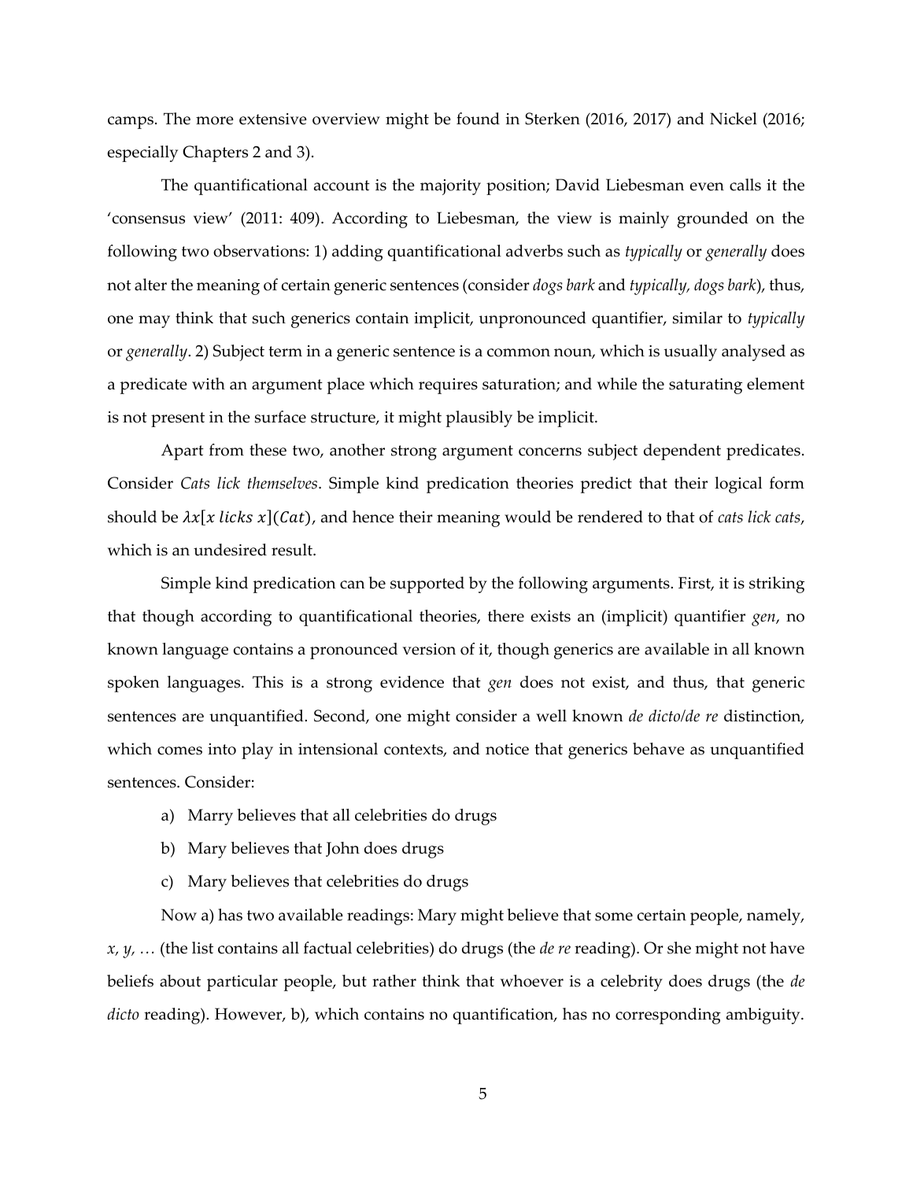camps. The more extensive overview might be found in Sterken (2016, 2017) and Nickel (2016; especially Chapters 2 and 3).

The quantificational account is the majority position; David Liebesman even calls it the 'consensus view' (2011: 409). According to Liebesman, the view is mainly grounded on the following two observations: 1) adding quantificational adverbs such as *typically* or *generally* does not alter the meaning of certain generic sentences (consider *dogs bark* and *typically, dogs bark*), thus, one may think that such generics contain implicit, unpronounced quantifier, similar to *typically* or *generally*. 2) Subject term in a generic sentence is a common noun, which is usually analysed as a predicate with an argument place which requires saturation; and while the saturating element is not present in the surface structure, it might plausibly be implicit.

Apart from these two, another strong argument concerns subject dependent predicates. Consider *Cats lick themselves*. Simple kind predication theories predict that their logical form should be $\lambda x[x\ licks\ x](Cat)$, and hence their meaning would be rendered to that of *cats lick cats*, which is an undesired result.

Simple kind predication can be supported by the following arguments. First, it is striking that though according to quantificational theories, there exists an (implicit) quantifier *gen*, no known language contains a pronounced version of it, though generics are available in all known spoken languages. This is a strong evidence that *gen* does not exist, and thus, that generic sentences are unquantified. Second, one might consider a well known *de dicto/de re* distinction, which comes into play in intensional contexts, and notice that generics behave as unquantified sentences. Consider:

a) Marry believes that all celebrities do drugs
b) Mary believes that John does drugs
c) Mary believes that celebrities do drugs

Now a) has two available readings: Mary might believe that some certain people, namely, *x, y, …* (the list contains all factual celebrities) do drugs (the *de re* reading). Or she might not have beliefs about particular people, but rather think that whoever is a celebrity does drugs (the *de dicto* reading). However, b), which contains no quantification, has no corresponding ambiguity.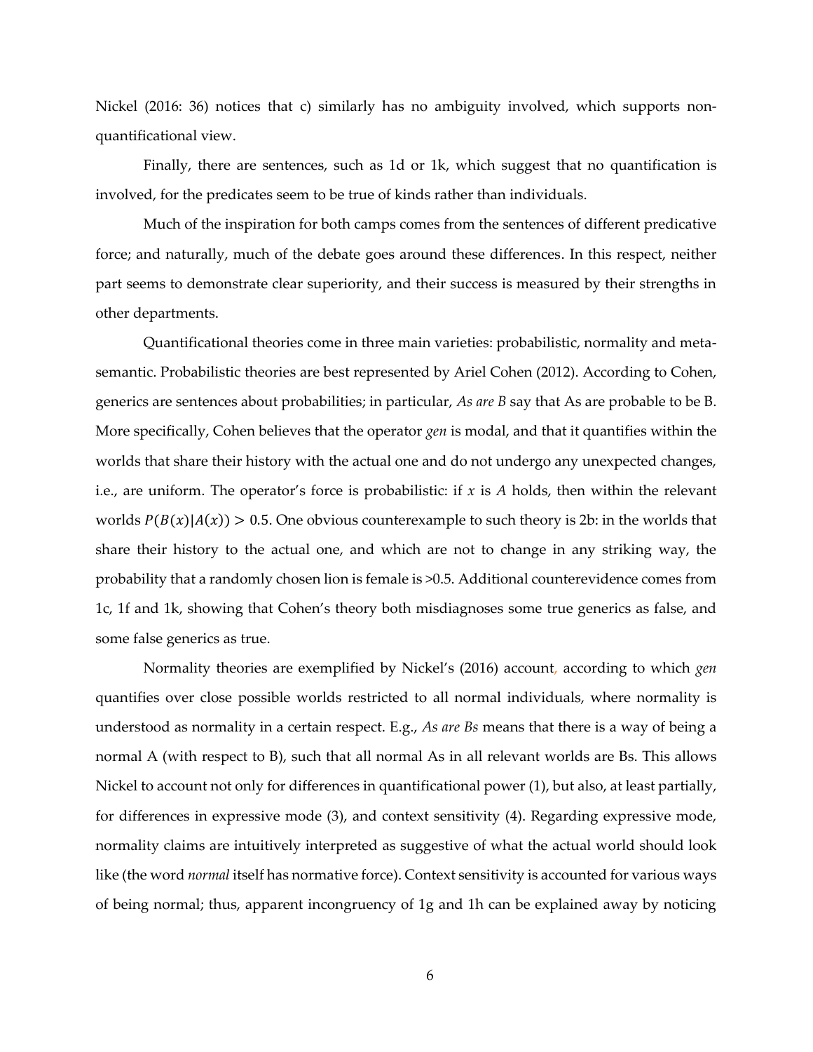Nickel (2016: 36) notices that c) similarly has no ambiguity involved, which supports non-quantificational view.

Finally, there are sentences, such as 1d or 1k, which suggest that no quantification is involved, for the predicates seem to be true of kinds rather than individuals.

Much of the inspiration for both camps comes from the sentences of different predicative force; and naturally, much of the debate goes around these differences. In this respect, neither part seems to demonstrate clear superiority, and their success is measured by their strengths in other departments.

Quantificational theories come in three main varieties: probabilistic, normality and meta-semantic. Probabilistic theories are best represented by Ariel Cohen (2012). According to Cohen, generics are sentences about probabilities; in particular, *As are B* say that As are probable to be B. More specifically, Cohen believes that the operator *gen* is modal, and that it quantifies within the worlds that share their history with the actual one and do not undergo any unexpected changes, i.e., are uniform. The operator's force is probabilistic: if $x$ is $A$ holds, then within the relevant worlds $P(B(x)|A(x)) > 0.5$. One obvious counterexample to such theory is 2b: in the worlds that share their history to the actual one, and which are not to change in any striking way, the probability that a randomly chosen lion is female is >0.5. Additional counterevidence comes from 1c, 1f and 1k, showing that Cohen's theory both misdiagnoses some true generics as false, and some false generics as true.

Normality theories are exemplified by Nickel's (2016) account, according to which *gen* quantifies over close possible worlds restricted to all normal individuals, where normality is understood as normality in a certain respect. E.g., *As are Bs* means that there is a way of being a normal A (with respect to B), such that all normal As in all relevant worlds are Bs. This allows Nickel to account not only for differences in quantificational power (1), but also, at least partially, for differences in expressive mode (3), and context sensitivity (4). Regarding expressive mode, normality claims are intuitively interpreted as suggestive of what the actual world should look like (the word *normal* itself has normative force). Context sensitivity is accounted for various ways of being normal; thus, apparent incongruency of 1g and 1h can be explained away by noticing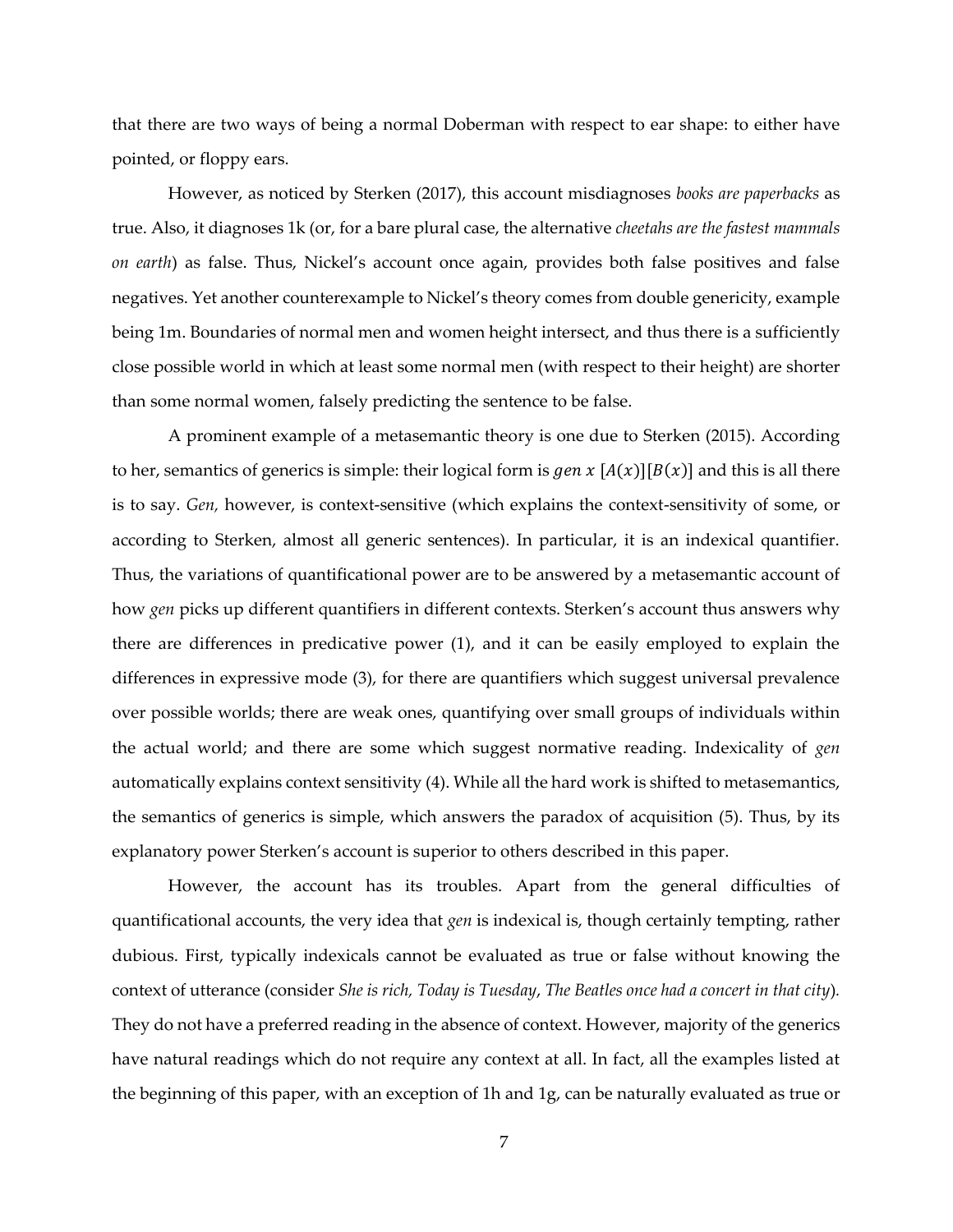that there are two ways of being a normal Doberman with respect to ear shape: to either have pointed, or floppy ears.

However, as noticed by Sterken (2017), this account misdiagnoses *books are paperbacks* as true. Also, it diagnoses 1k (or, for a bare plural case, the alternative *cheetahs are the fastest mammals on earth*) as false. Thus, Nickel's account once again, provides both false positives and false negatives. Yet another counterexample to Nickel's theory comes from double genericity, example being 1m. Boundaries of normal men and women height intersect, and thus there is a sufficiently close possible world in which at least some normal men (with respect to their height) are shorter than some normal women, falsely predicting the sentence to be false.

A prominent example of a metasemantic theory is one due to Sterken (2015). According to her, semantics of generics is simple: their logical form is $gen\ x\ [A(x)][B(x)]$ and this is all there is to say. *Gen,* however, is context-sensitive (which explains the context-sensitivity of some, or according to Sterken, almost all generic sentences). In particular, it is an indexical quantifier. Thus, the variations of quantificational power are to be answered by a metasemantic account of how *gen* picks up different quantifiers in different contexts. Sterken's account thus answers why there are differences in predicative power (1), and it can be easily employed to explain the differences in expressive mode (3), for there are quantifiers which suggest universal prevalence over possible worlds; there are weak ones, quantifying over small groups of individuals within the actual world; and there are some which suggest normative reading. Indexicality of *gen* automatically explains context sensitivity (4). While all the hard work is shifted to metasemantics, the semantics of generics is simple, which answers the paradox of acquisition (5). Thus, by its explanatory power Sterken's account is superior to others described in this paper.

However, the account has its troubles. Apart from the general difficulties of quantificational accounts, the very idea that *gen* is indexical is, though certainly tempting, rather dubious. First, typically indexicals cannot be evaluated as true or false without knowing the context of utterance (consider *She is rich, Today is Tuesday*, *The Beatles once had a concert in that city*). They do not have a preferred reading in the absence of context. However, majority of the generics have natural readings which do not require any context at all. In fact, all the examples listed at the beginning of this paper, with an exception of 1h and 1g, can be naturally evaluated as true or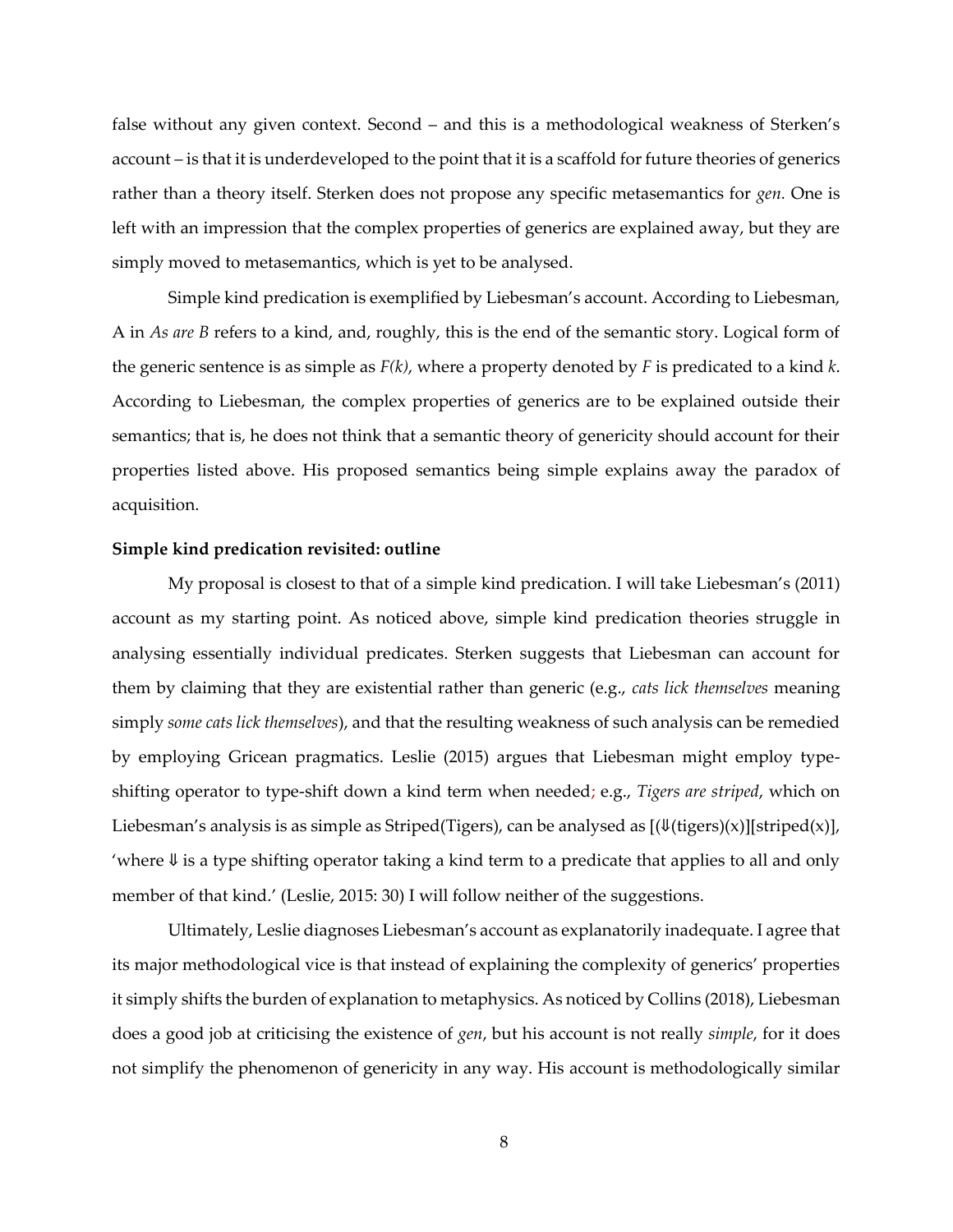false without any given context. Second – and this is a methodological weakness of Sterken's account – is that it is underdeveloped to the point that it is a scaffold for future theories of generics rather than a theory itself. Sterken does not propose any specific metasemantics for *gen*. One is left with an impression that the complex properties of generics are explained away, but they are simply moved to metasemantics, which is yet to be analysed.

Simple kind predication is exemplified by Liebesman's account. According to Liebesman, A in *As are B* refers to a kind, and, roughly, this is the end of the semantic story. Logical form of the generic sentence is as simple as *F(k)*, where a property denoted by *F* is predicated to a kind *k*. According to Liebesman, the complex properties of generics are to be explained outside their semantics; that is, he does not think that a semantic theory of genericity should account for their properties listed above. His proposed semantics being simple explains away the paradox of acquisition.

**Simple kind predication revisited: outline**

My proposal is closest to that of a simple kind predication. I will take Liebesman's (2011) account as my starting point. As noticed above, simple kind predication theories struggle in analysing essentially individual predicates. Sterken suggests that Liebesman can account for them by claiming that they are existential rather than generic (e.g., *cats lick themselves* meaning simply *some cats lick themselves*), and that the resulting weakness of such analysis can be remedied by employing Gricean pragmatics. Leslie (2015) argues that Liebesman might employ type-shifting operator to type-shift down a kind term when needed; e.g., *Tigers are striped*, which on Liebesman's analysis is as simple as Striped(Tigers), can be analysed as [(⇓(tigers)(x)][striped(x)], 'where ⇓ is a type shifting operator taking a kind term to a predicate that applies to all and only member of that kind.' (Leslie, 2015: 30) I will follow neither of the suggestions.

Ultimately, Leslie diagnoses Liebesman's account as explanatorily inadequate. I agree that its major methodological vice is that instead of explaining the complexity of generics' properties it simply shifts the burden of explanation to metaphysics. As noticed by Collins (2018), Liebesman does a good job at criticising the existence of *gen*, but his account is not really *simple*, for it does not simplify the phenomenon of genericity in any way. His account is methodologically similar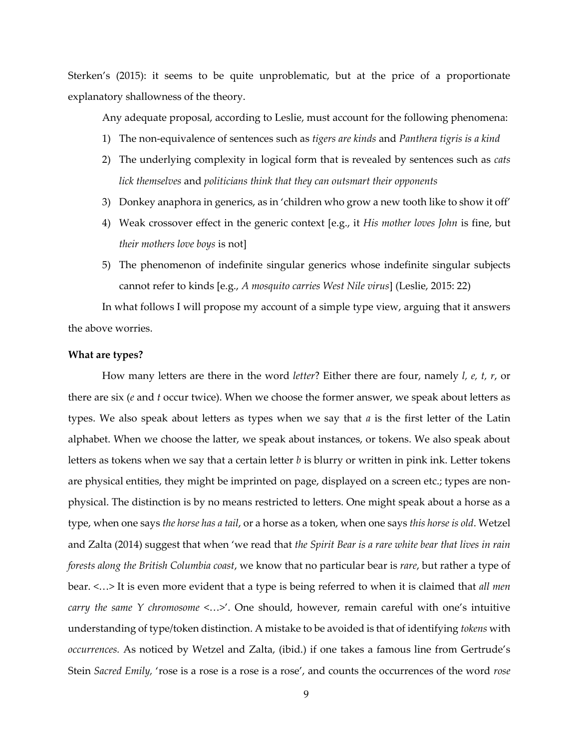Sterken's (2015): it seems to be quite unproblematic, but at the price of a proportionate explanatory shallowness of the theory.

Any adequate proposal, according to Leslie, must account for the following phenomena:

1) The non-equivalence of sentences such as *tigers are kinds* and *Panthera tigris is a kind*
2) The underlying complexity in logical form that is revealed by sentences such as *cats lick themselves* and *politicians think that they can outsmart their opponents*
3) Donkey anaphora in generics, as in 'children who grow a new tooth like to show it off'
4) Weak crossover effect in the generic context [e.g., it *His mother loves John* is fine, but *their mothers love boys* is not]
5) The phenomenon of indefinite singular generics whose indefinite singular subjects cannot refer to kinds [e.g., *A mosquito carries West Nile virus*] (Leslie, 2015: 22)

In what follows I will propose my account of a simple type view, arguing that it answers the above worries.

**What are types?**

How many letters are there in the word *letter*? Either there are four, namely *l, e, t, r*, or there are six (*e* and *t* occur twice). When we choose the former answer, we speak about letters as types. We also speak about letters as types when we say that *a* is the first letter of the Latin alphabet. When we choose the latter, we speak about instances, or tokens. We also speak about letters as tokens when we say that a certain letter *b* is blurry or written in pink ink. Letter tokens are physical entities, they might be imprinted on page, displayed on a screen etc.; types are non-physical. The distinction is by no means restricted to letters. One might speak about a horse as a type, when one says *the horse has a tail*, or a horse as a token, when one says *this horse is old*. Wetzel and Zalta (2014) suggest that when 'we read that *the Spirit Bear is a rare white bear that lives in rain forests along the British Columbia coast*, we know that no particular bear is *rare*, but rather a type of bear. <…> It is even more evident that a type is being referred to when it is claimed that *all men carry the same Y chromosome* <…>'. One should, however, remain careful with one's intuitive understanding of type/token distinction. A mistake to be avoided is that of identifying *tokens* with *occurrences.* As noticed by Wetzel and Zalta, (ibid.) if one takes a famous line from Gertrude's Stein *Sacred Emily,* 'rose is a rose is a rose is a rose', and counts the occurrences of the word *rose*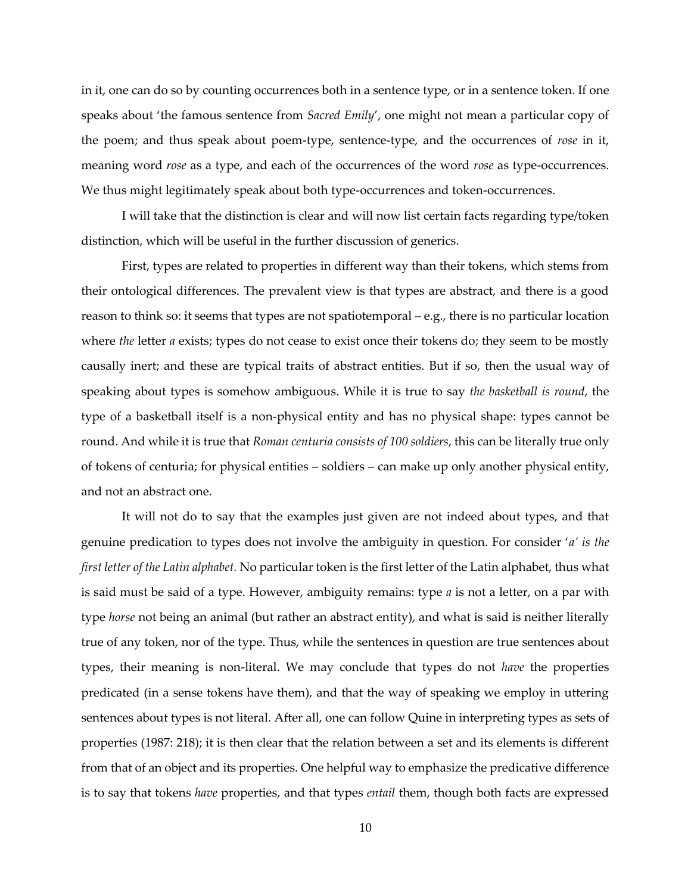in it, one can do so by counting occurrences both in a sentence type, or in a sentence token. If one speaks about 'the famous sentence from *Sacred Emily*', one might not mean a particular copy of the poem; and thus speak about poem-type, sentence-type, and the occurrences of *rose* in it, meaning word *rose* as a type, and each of the occurrences of the word *rose* as type-occurrences. We thus might legitimately speak about both type-occurrences and token-occurrences.

I will take that the distinction is clear and will now list certain facts regarding type/token distinction, which will be useful in the further discussion of generics.

First, types are related to properties in different way than their tokens, which stems from their ontological differences. The prevalent view is that types are abstract, and there is a good reason to think so: it seems that types are not spatiotemporal – e.g., there is no particular location where *the* letter *a* exists; types do not cease to exist once their tokens do; they seem to be mostly causally inert; and these are typical traits of abstract entities. But if so, then the usual way of speaking about types is somehow ambiguous. While it is true to say *the basketball is round*, the type of a basketball itself is a non-physical entity and has no physical shape: types cannot be round. And while it is true that *Roman centuria consists of 100 soldiers*, this can be literally true only of tokens of centuria; for physical entities – soldiers – can make up only another physical entity, and not an abstract one.

It will not do to say that the examples just given are not indeed about types, and that genuine predication to types does not involve the ambiguity in question. For consider '*a' is the first letter of the Latin alphabet.* No particular token is the first letter of the Latin alphabet, thus what is said must be said of a type. However, ambiguity remains: type *a* is not a letter, on a par with type *horse* not being an animal (but rather an abstract entity), and what is said is neither literally true of any token, nor of the type. Thus, while the sentences in question are true sentences about types, their meaning is non-literal. We may conclude that types do not *have* the properties predicated (in a sense tokens have them), and that the way of speaking we employ in uttering sentences about types is not literal. After all, one can follow Quine in interpreting types as sets of properties (1987: 218); it is then clear that the relation between a set and its elements is different from that of an object and its properties. One helpful way to emphasize the predicative difference is to say that tokens *have* properties, and that types *entail* them, though both facts are expressed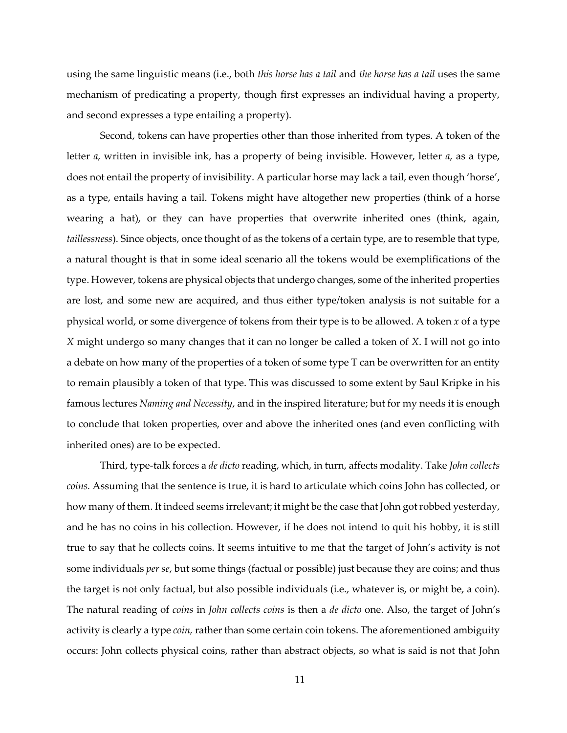using the same linguistic means (i.e., both *this horse has a tail* and *the horse has a tail* uses the same mechanism of predicating a property, though first expresses an individual having a property, and second expresses a type entailing a property).

Second, tokens can have properties other than those inherited from types. A token of the letter *a*, written in invisible ink, has a property of being invisible. However, letter *a*, as a type, does not entail the property of invisibility. A particular horse may lack a tail, even though 'horse', as a type, entails having a tail. Tokens might have altogether new properties (think of a horse wearing a hat), or they can have properties that overwrite inherited ones (think, again, *taillessness*). Since objects, once thought of as the tokens of a certain type, are to resemble that type, a natural thought is that in some ideal scenario all the tokens would be exemplifications of the type. However, tokens are physical objects that undergo changes, some of the inherited properties are lost, and some new are acquired, and thus either type/token analysis is not suitable for a physical world, or some divergence of tokens from their type is to be allowed. A token *x* of a type *X* might undergo so many changes that it can no longer be called a token of *X*. I will not go into a debate on how many of the properties of a token of some type T can be overwritten for an entity to remain plausibly a token of that type. This was discussed to some extent by Saul Kripke in his famous lectures *Naming and Necessity*, and in the inspired literature; but for my needs it is enough to conclude that token properties, over and above the inherited ones (and even conflicting with inherited ones) are to be expected.

Third, type-talk forces a *de dicto* reading, which, in turn, affects modality. Take *John collects coins.* Assuming that the sentence is true, it is hard to articulate which coins John has collected, or how many of them. It indeed seems irrelevant; it might be the case that John got robbed yesterday, and he has no coins in his collection. However, if he does not intend to quit his hobby, it is still true to say that he collects coins. It seems intuitive to me that the target of John's activity is not some individuals *per se*, but some things (factual or possible) just because they are coins; and thus the target is not only factual, but also possible individuals (i.e., whatever is, or might be, a coin). The natural reading of *coins* in *John collects coins* is then a *de dicto* one. Also, the target of John's activity is clearly a type *coin,* rather than some certain coin tokens. The aforementioned ambiguity occurs: John collects physical coins, rather than abstract objects, so what is said is not that John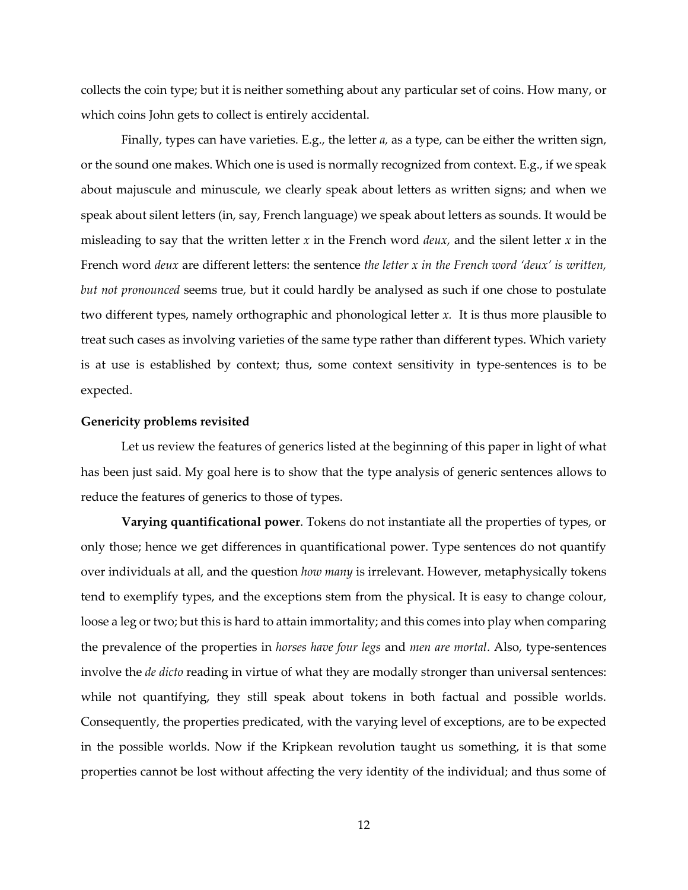collects the coin type; but it is neither something about any particular set of coins. How many, or which coins John gets to collect is entirely accidental.

Finally, types can have varieties. E.g., the letter *a,* as a type, can be either the written sign, or the sound one makes. Which one is used is normally recognized from context. E.g., if we speak about majuscule and minuscule, we clearly speak about letters as written signs; and when we speak about silent letters (in, say, French language) we speak about letters as sounds. It would be misleading to say that the written letter *x* in the French word *deux,* and the silent letter *x* in the French word *deux* are different letters: the sentence *the letter x in the French word 'deux' is written, but not pronounced* seems true, but it could hardly be analysed as such if one chose to postulate two different types, namely orthographic and phonological letter *x.* It is thus more plausible to treat such cases as involving varieties of the same type rather than different types. Which variety is at use is established by context; thus, some context sensitivity in type-sentences is to be expected.

**Genericity problems revisited**

Let us review the features of generics listed at the beginning of this paper in light of what has been just said. My goal here is to show that the type analysis of generic sentences allows to reduce the features of generics to those of types.

**Varying quantificational power**. Tokens do not instantiate all the properties of types, or only those; hence we get differences in quantificational power. Type sentences do not quantify over individuals at all, and the question *how many* is irrelevant. However, metaphysically tokens tend to exemplify types, and the exceptions stem from the physical. It is easy to change colour, loose a leg or two; but this is hard to attain immortality; and this comes into play when comparing the prevalence of the properties in *horses have four legs* and *men are mortal*. Also, type-sentences involve the *de dicto* reading in virtue of what they are modally stronger than universal sentences: while not quantifying, they still speak about tokens in both factual and possible worlds. Consequently, the properties predicated, with the varying level of exceptions, are to be expected in the possible worlds. Now if the Kripkean revolution taught us something, it is that some properties cannot be lost without affecting the very identity of the individual; and thus some of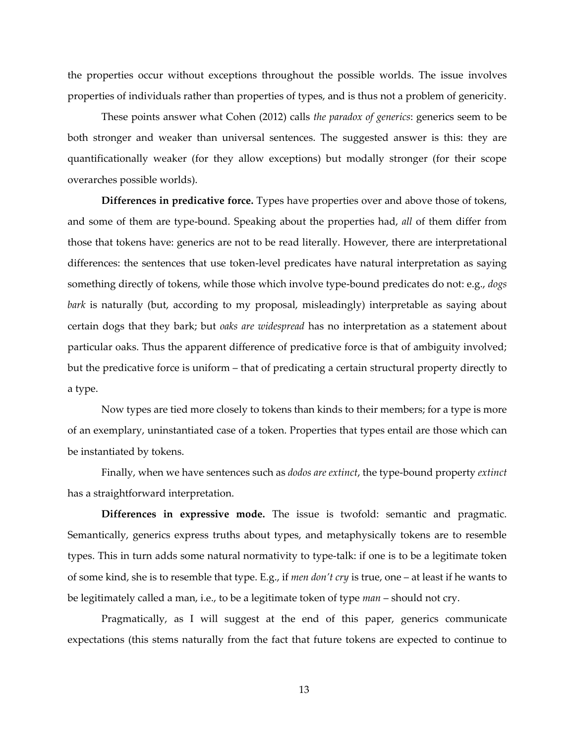the properties occur without exceptions throughout the possible worlds. The issue involves properties of individuals rather than properties of types, and is thus not a problem of genericity.

These points answer what Cohen (2012) calls *the paradox of generics*: generics seem to be both stronger and weaker than universal sentences. The suggested answer is this: they are quantificationally weaker (for they allow exceptions) but modally stronger (for their scope overarches possible worlds).

**Differences in predicative force.** Types have properties over and above those of tokens, and some of them are type-bound. Speaking about the properties had, *all* of them differ from those that tokens have: generics are not to be read literally. However, there are interpretational differences: the sentences that use token-level predicates have natural interpretation as saying something directly of tokens, while those which involve type-bound predicates do not: e.g., *dogs bark* is naturally (but, according to my proposal, misleadingly) interpretable as saying about certain dogs that they bark; but *oaks are widespread* has no interpretation as a statement about particular oaks. Thus the apparent difference of predicative force is that of ambiguity involved; but the predicative force is uniform – that of predicating a certain structural property directly to a type.

Now types are tied more closely to tokens than kinds to their members; for a type is more of an exemplary, uninstantiated case of a token. Properties that types entail are those which can be instantiated by tokens.

Finally, when we have sentences such as *dodos are extinct*, the type-bound property *extinct* has a straightforward interpretation.

**Differences in expressive mode.** The issue is twofold: semantic and pragmatic. Semantically, generics express truths about types, and metaphysically tokens are to resemble types. This in turn adds some natural normativity to type-talk: if one is to be a legitimate token of some kind, she is to resemble that type. E.g., if *men don't cry* is true, one – at least if he wants to be legitimately called a man, i.e., to be a legitimate token of type *man* – should not cry.

Pragmatically, as I will suggest at the end of this paper, generics communicate expectations (this stems naturally from the fact that future tokens are expected to continue to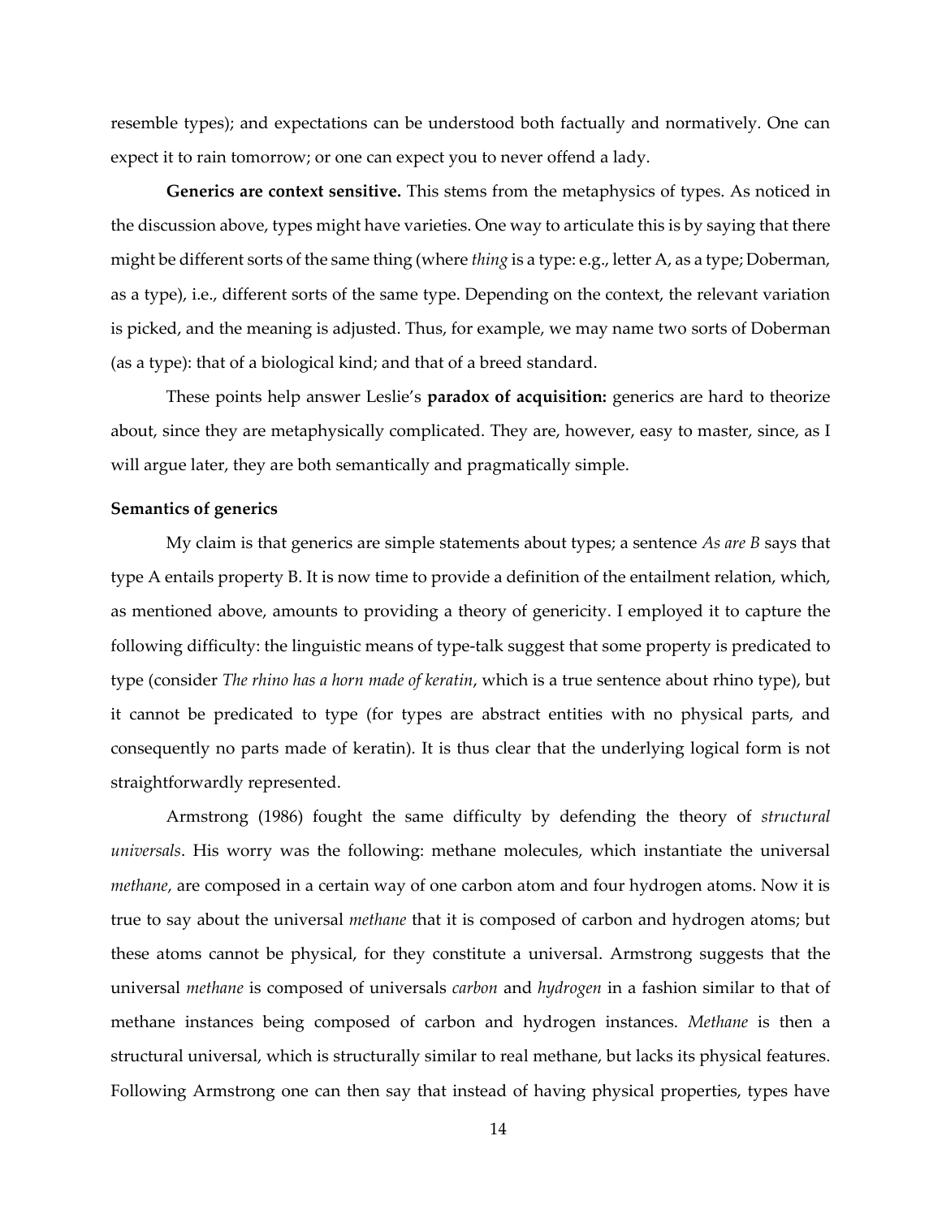resemble types); and expectations can be understood both factually and normatively. One can expect it to rain tomorrow; or one can expect you to never offend a lady.

**Generics are context sensitive.** This stems from the metaphysics of types. As noticed in the discussion above, types might have varieties. One way to articulate this is by saying that there might be different sorts of the same thing (where *thing* is a type: e.g., letter A, as a type; Doberman, as a type), i.e., different sorts of the same type. Depending on the context, the relevant variation is picked, and the meaning is adjusted. Thus, for example, we may name two sorts of Doberman (as a type): that of a biological kind; and that of a breed standard.

These points help answer Leslie's **paradox of acquisition:** generics are hard to theorize about, since they are metaphysically complicated. They are, however, easy to master, since, as I will argue later, they are both semantically and pragmatically simple.

**Semantics of generics**

My claim is that generics are simple statements about types; a sentence *As are B* says that type A entails property B. It is now time to provide a definition of the entailment relation, which, as mentioned above, amounts to providing a theory of genericity. I employed it to capture the following difficulty: the linguistic means of type-talk suggest that some property is predicated to type (consider *The rhino has a horn made of keratin*, which is a true sentence about rhino type), but it cannot be predicated to type (for types are abstract entities with no physical parts, and consequently no parts made of keratin). It is thus clear that the underlying logical form is not straightforwardly represented.

Armstrong (1986) fought the same difficulty by defending the theory of *structural universals*. His worry was the following: methane molecules, which instantiate the universal *methane*, are composed in a certain way of one carbon atom and four hydrogen atoms. Now it is true to say about the universal *methane* that it is composed of carbon and hydrogen atoms; but these atoms cannot be physical, for they constitute a universal. Armstrong suggests that the universal *methane* is composed of universals *carbon* and *hydrogen* in a fashion similar to that of methane instances being composed of carbon and hydrogen instances. *Methane* is then a structural universal, which is structurally similar to real methane, but lacks its physical features. Following Armstrong one can then say that instead of having physical properties, types have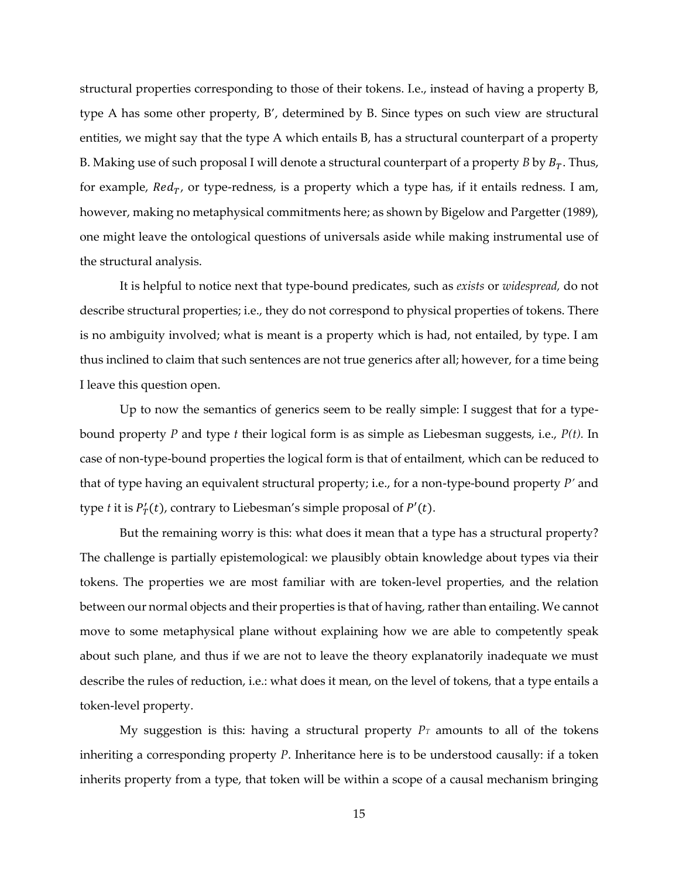structural properties corresponding to those of their tokens. I.e., instead of having a property B, type A has some other property, B', determined by B. Since types on such view are structural entities, we might say that the type A which entails B, has a structural counterpart of a property B. Making use of such proposal I will denote a structural counterpart of a property *B* by $B_T$. Thus, for example, $Red_T$, or type-redness, is a property which a type has, if it entails redness. I am, however, making no metaphysical commitments here; as shown by Bigelow and Pargetter (1989), one might leave the ontological questions of universals aside while making instrumental use of the structural analysis.

It is helpful to notice next that type-bound predicates, such as *exists* or *widespread,* do not describe structural properties; i.e., they do not correspond to physical properties of tokens. There is no ambiguity involved; what is meant is a property which is had, not entailed, by type. I am thus inclined to claim that such sentences are not true generics after all; however, for a time being I leave this question open.

Up to now the semantics of generics seem to be really simple: I suggest that for a type-bound property *P* and type *t* their logical form is as simple as Liebesman suggests, i.e., *P(t).* In case of non-type-bound properties the logical form is that of entailment, which can be reduced to that of type having an equivalent structural property; i.e., for a non-type-bound property *P'* and type *t* it is $P'_T(t)$, contrary to Liebesman's simple proposal of $P'(t)$.

But the remaining worry is this: what does it mean that a type has a structural property? The challenge is partially epistemological: we plausibly obtain knowledge about types via their tokens. The properties we are most familiar with are token-level properties, and the relation between our normal objects and their properties is that of having, rather than entailing. We cannot move to some metaphysical plane without explaining how we are able to competently speak about such plane, and thus if we are not to leave the theory explanatorily inadequate we must describe the rules of reduction, i.e.: what does it mean, on the level of tokens, that a type entails a token-level property.

My suggestion is this: having a structural property $P_T$ amounts to all of the tokens inheriting a corresponding property *P*. Inheritance here is to be understood causally: if a token inherits property from a type, that token will be within a scope of a causal mechanism bringing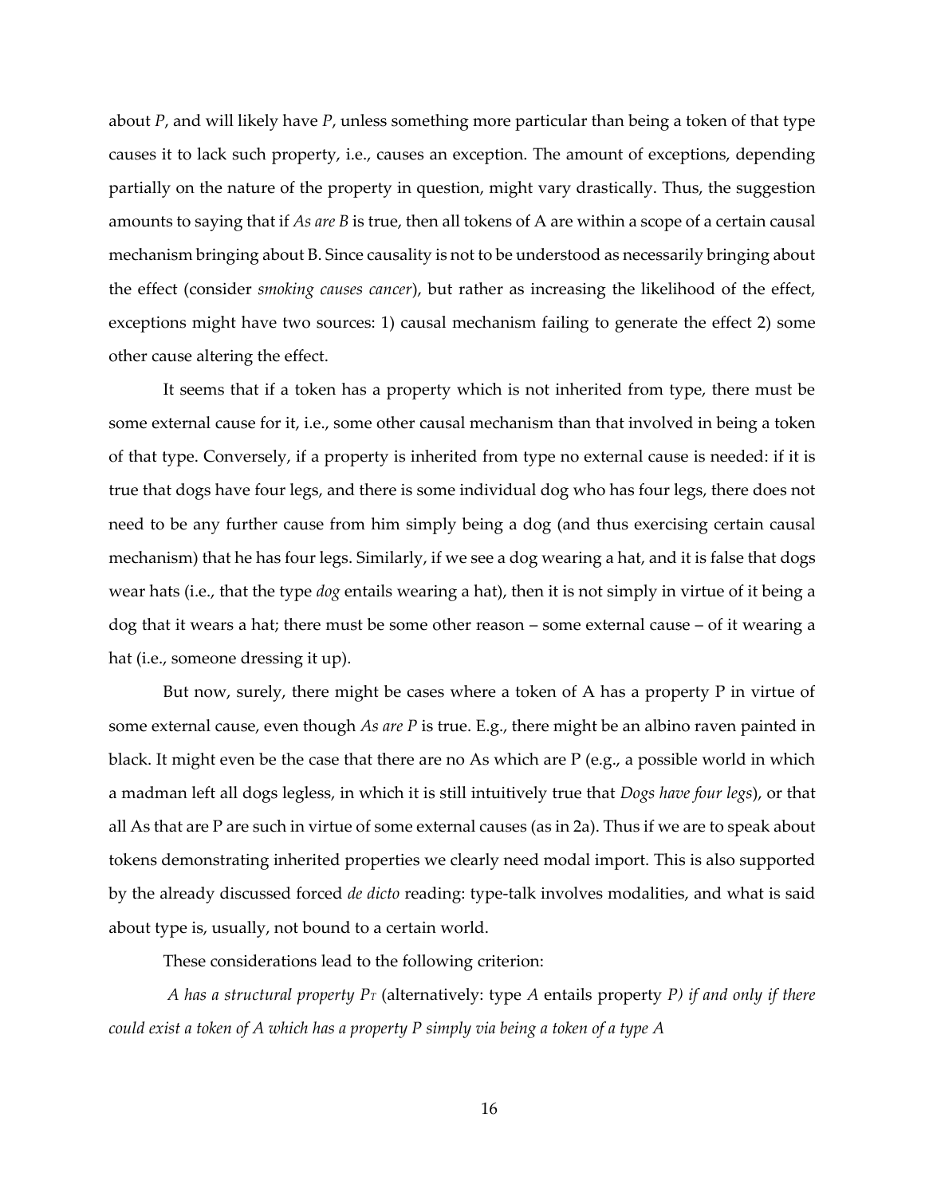about *P*, and will likely have *P*, unless something more particular than being a token of that type causes it to lack such property, i.e., causes an exception. The amount of exceptions, depending partially on the nature of the property in question, might vary drastically. Thus, the suggestion amounts to saying that if *As are B* is true, then all tokens of A are within a scope of a certain causal mechanism bringing about B. Since causality is not to be understood as necessarily bringing about the effect (consider *smoking causes cancer*), but rather as increasing the likelihood of the effect, exceptions might have two sources: 1) causal mechanism failing to generate the effect 2) some other cause altering the effect.

It seems that if a token has a property which is not inherited from type, there must be some external cause for it, i.e., some other causal mechanism than that involved in being a token of that type. Conversely, if a property is inherited from type no external cause is needed: if it is true that dogs have four legs, and there is some individual dog who has four legs, there does not need to be any further cause from him simply being a dog (and thus exercising certain causal mechanism) that he has four legs. Similarly, if we see a dog wearing a hat, and it is false that dogs wear hats (i.e., that the type *dog* entails wearing a hat), then it is not simply in virtue of it being a dog that it wears a hat; there must be some other reason – some external cause – of it wearing a hat (i.e., someone dressing it up).

But now, surely, there might be cases where a token of A has a property P in virtue of some external cause, even though *As are P* is true. E.g., there might be an albino raven painted in black. It might even be the case that there are no As which are P (e.g., a possible world in which a madman left all dogs legless, in which it is still intuitively true that *Dogs have four legs*), or that all As that are P are such in virtue of some external causes (as in 2a). Thus if we are to speak about tokens demonstrating inherited properties we clearly need modal import. This is also supported by the already discussed forced *de dicto* reading: type-talk involves modalities, and what is said about type is, usually, not bound to a certain world.

These considerations lead to the following criterion:

*A has a structural property $P_T$* (alternatively: type *A* entails property *P) if and only if there could exist a token of A which has a property P simply via being a token of a type A*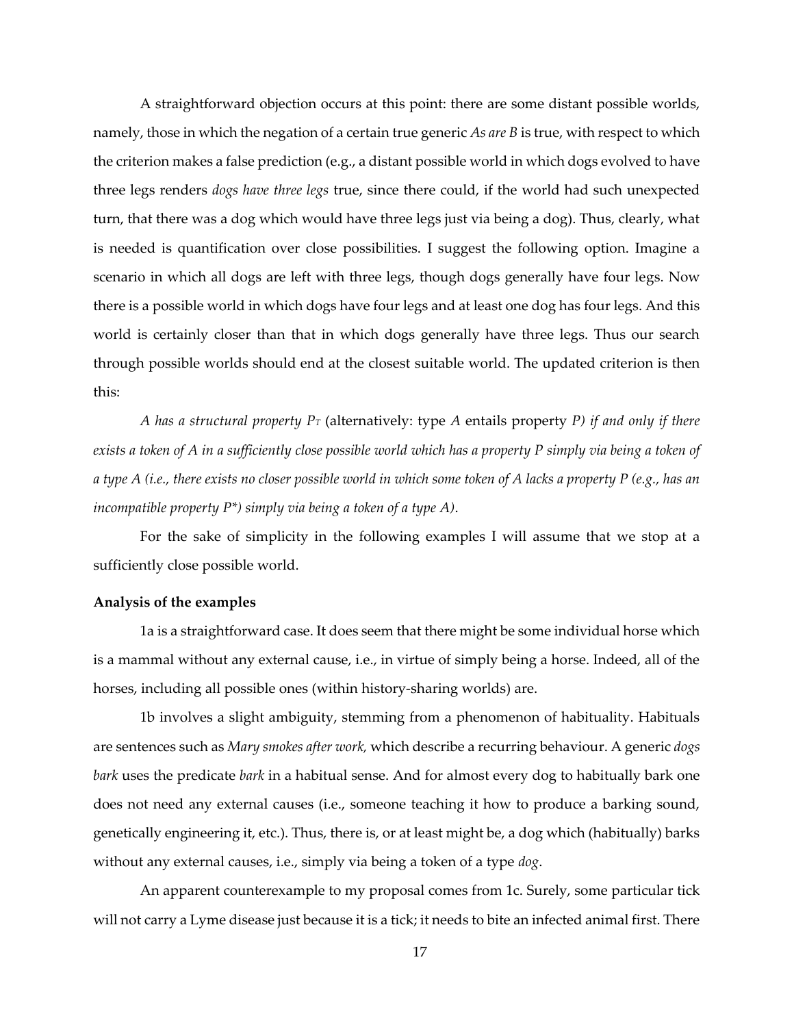A straightforward objection occurs at this point: there are some distant possible worlds, namely, those in which the negation of a certain true generic *As are B* is true, with respect to which the criterion makes a false prediction (e.g., a distant possible world in which dogs evolved to have three legs renders *dogs have three legs* true, since there could, if the world had such unexpected turn, that there was a dog which would have three legs just via being a dog). Thus, clearly, what is needed is quantification over close possibilities. I suggest the following option. Imagine a scenario in which all dogs are left with three legs, though dogs generally have four legs. Now there is a possible world in which dogs have four legs and at least one dog has four legs. And this world is certainly closer than that in which dogs generally have three legs. Thus our search through possible worlds should end at the closest suitable world. The updated criterion is then this:

*A has a structural property $P_T$* (alternatively: type *A* entails property *P) if and only if there exists a token of A in a sufficiently close possible world which has a property P simply via being a token of a type A (i.e., there exists no closer possible world in which some token of A lacks a property P (e.g., has an incompatible property P\*) simply via being a token of a type A)*.

For the sake of simplicity in the following examples I will assume that we stop at a sufficiently close possible world.

**Analysis of the examples**

1a is a straightforward case. It does seem that there might be some individual horse which is a mammal without any external cause, i.e., in virtue of simply being a horse. Indeed, all of the horses, including all possible ones (within history-sharing worlds) are.

1b involves a slight ambiguity, stemming from a phenomenon of habituality. Habituals are sentences such as *Mary smokes after work,* which describe a recurring behaviour. A generic *dogs bark* uses the predicate *bark* in a habitual sense. And for almost every dog to habitually bark one does not need any external causes (i.e., someone teaching it how to produce a barking sound, genetically engineering it, etc.). Thus, there is, or at least might be, a dog which (habitually) barks without any external causes, i.e., simply via being a token of a type *dog*.

An apparent counterexample to my proposal comes from 1c. Surely, some particular tick will not carry a Lyme disease just because it is a tick; it needs to bite an infected animal first. There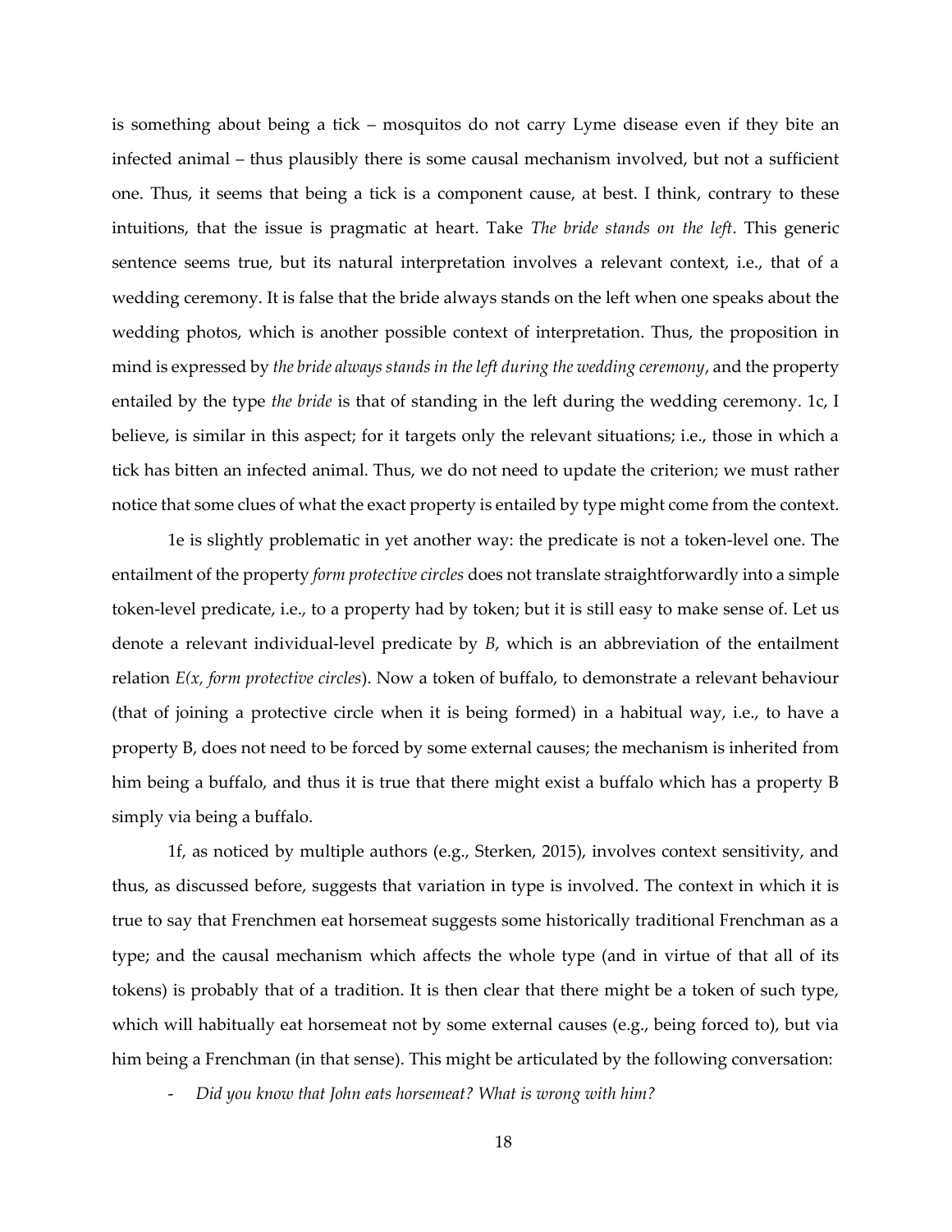is something about being a tick – mosquitos do not carry Lyme disease even if they bite an infected animal – thus plausibly there is some causal mechanism involved, but not a sufficient one. Thus, it seems that being a tick is a component cause, at best. I think, contrary to these intuitions, that the issue is pragmatic at heart. Take *The bride stands on the left*. This generic sentence seems true, but its natural interpretation involves a relevant context, i.e., that of a wedding ceremony. It is false that the bride always stands on the left when one speaks about the wedding photos, which is another possible context of interpretation. Thus, the proposition in mind is expressed by *the bride always stands in the left during the wedding ceremony*, and the property entailed by the type *the bride* is that of standing in the left during the wedding ceremony. 1c, I believe, is similar in this aspect; for it targets only the relevant situations; i.e., those in which a tick has bitten an infected animal. Thus, we do not need to update the criterion; we must rather notice that some clues of what the exact property is entailed by type might come from the context.

1e is slightly problematic in yet another way: the predicate is not a token-level one. The entailment of the property *form protective circles* does not translate straightforwardly into a simple token-level predicate, i.e., to a property had by token; but it is still easy to make sense of. Let us denote a relevant individual-level predicate by *B*, which is an abbreviation of the entailment relation *E(x, form protective circles*). Now a token of buffalo, to demonstrate a relevant behaviour (that of joining a protective circle when it is being formed) in a habitual way, i.e., to have a property B, does not need to be forced by some external causes; the mechanism is inherited from him being a buffalo, and thus it is true that there might exist a buffalo which has a property B simply via being a buffalo.

1f, as noticed by multiple authors (e.g., Sterken, 2015), involves context sensitivity, and thus, as discussed before, suggests that variation in type is involved. The context in which it is true to say that Frenchmen eat horsemeat suggests some historically traditional Frenchman as a type; and the causal mechanism which affects the whole type (and in virtue of that all of its tokens) is probably that of a tradition. It is then clear that there might be a token of such type, which will habitually eat horsemeat not by some external causes (e.g., being forced to), but via him being a Frenchman (in that sense). This might be articulated by the following conversation:

- *Did you know that John eats horsemeat? What is wrong with him?*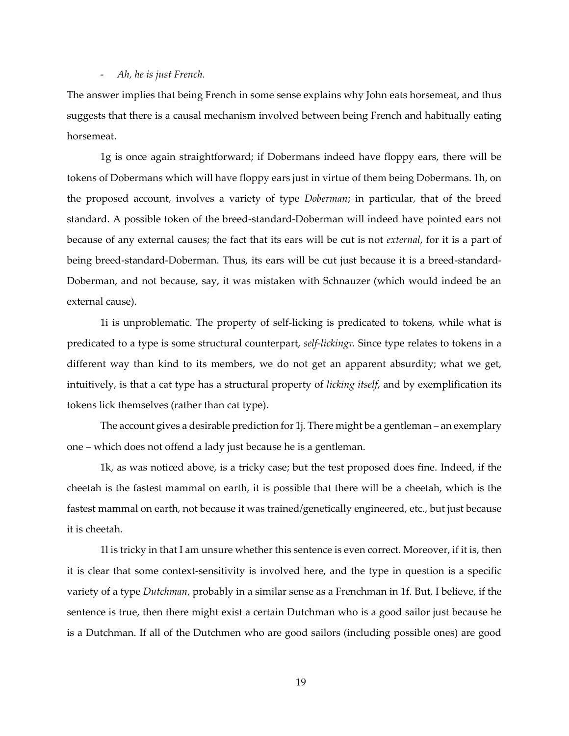- *Ah, he is just French.*

The answer implies that being French in some sense explains why John eats horsemeat, and thus suggests that there is a causal mechanism involved between being French and habitually eating horsemeat.

1g is once again straightforward; if Dobermans indeed have floppy ears, there will be tokens of Dobermans which will have floppy ears just in virtue of them being Dobermans. 1h, on the proposed account, involves a variety of type *Doberman*; in particular, that of the breed standard. A possible token of the breed-standard-Doberman will indeed have pointed ears not because of any external causes; the fact that its ears will be cut is not *external*, for it is a part of being breed-standard-Doberman. Thus, its ears will be cut just because it is a breed-standard-Doberman, and not because, say, it was mistaken with Schnauzer (which would indeed be an external cause).

1i is unproblematic. The property of self-licking is predicated to tokens, while what is predicated to a type is some structural counterpart, *self-licking*$_T$. Since type relates to tokens in a different way than kind to its members, we do not get an apparent absurdity; what we get, intuitively, is that a cat type has a structural property of *licking itself*, and by exemplification its tokens lick themselves (rather than cat type).

The account gives a desirable prediction for 1j. There might be a gentleman – an exemplary one – which does not offend a lady just because he is a gentleman.

1k, as was noticed above, is a tricky case; but the test proposed does fine. Indeed, if the cheetah is the fastest mammal on earth, it is possible that there will be a cheetah, which is the fastest mammal on earth, not because it was trained/genetically engineered, etc., but just because it is cheetah.

1l is tricky in that I am unsure whether this sentence is even correct. Moreover, if it is, then it is clear that some context-sensitivity is involved here, and the type in question is a specific variety of a type *Dutchman*, probably in a similar sense as a Frenchman in 1f. But, I believe, if the sentence is true, then there might exist a certain Dutchman who is a good sailor just because he is a Dutchman. If all of the Dutchmen who are good sailors (including possible ones) are good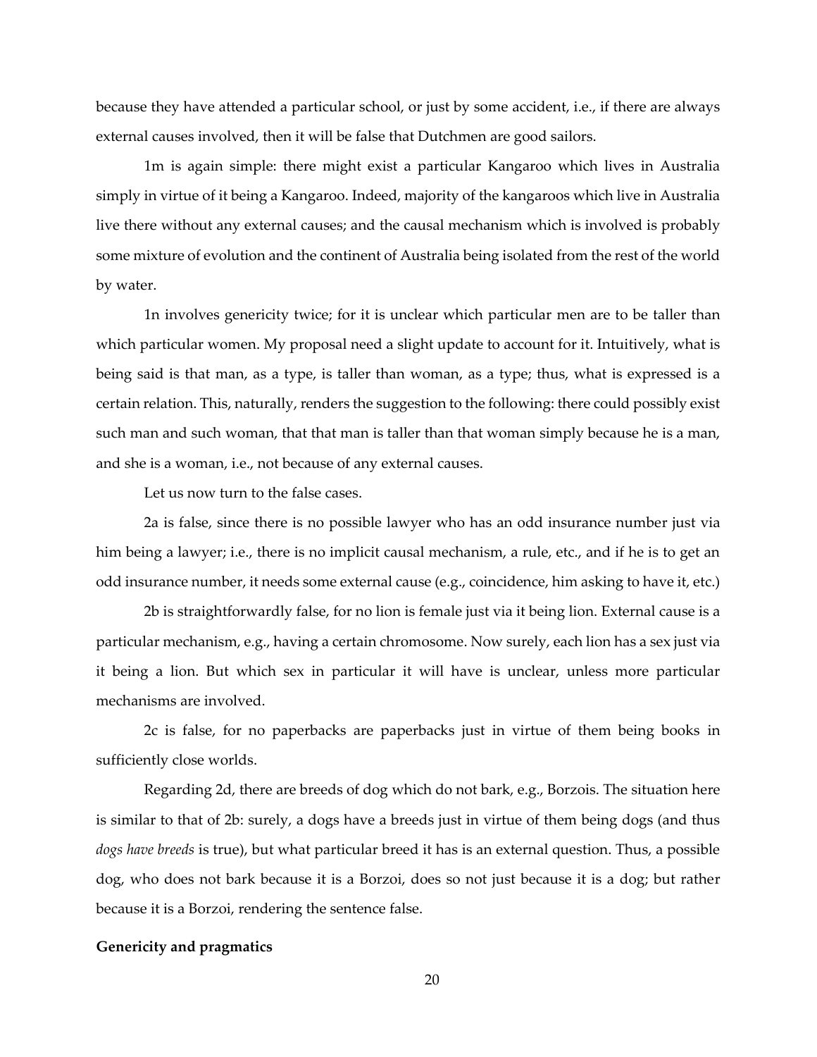because they have attended a particular school, or just by some accident, i.e., if there are always external causes involved, then it will be false that Dutchmen are good sailors.

1m is again simple: there might exist a particular Kangaroo which lives in Australia simply in virtue of it being a Kangaroo. Indeed, majority of the kangaroos which live in Australia live there without any external causes; and the causal mechanism which is involved is probably some mixture of evolution and the continent of Australia being isolated from the rest of the world by water.

1n involves genericity twice; for it is unclear which particular men are to be taller than which particular women. My proposal need a slight update to account for it. Intuitively, what is being said is that man, as a type, is taller than woman, as a type; thus, what is expressed is a certain relation. This, naturally, renders the suggestion to the following: there could possibly exist such man and such woman, that that man is taller than that woman simply because he is a man, and she is a woman, i.e., not because of any external causes.

Let us now turn to the false cases.

2a is false, since there is no possible lawyer who has an odd insurance number just via him being a lawyer; i.e., there is no implicit causal mechanism, a rule, etc., and if he is to get an odd insurance number, it needs some external cause (e.g., coincidence, him asking to have it, etc.)

2b is straightforwardly false, for no lion is female just via it being lion. External cause is a particular mechanism, e.g., having a certain chromosome. Now surely, each lion has a sex just via it being a lion. But which sex in particular it will have is unclear, unless more particular mechanisms are involved.

2c is false, for no paperbacks are paperbacks just in virtue of them being books in sufficiently close worlds.

Regarding 2d, there are breeds of dog which do not bark, e.g., Borzois. The situation here is similar to that of 2b: surely, a dogs have a breeds just in virtue of them being dogs (and thus *dogs have breeds* is true), but what particular breed it has is an external question. Thus, a possible dog, who does not bark because it is a Borzoi, does so not just because it is a dog; but rather because it is a Borzoi, rendering the sentence false.

**Genericity and pragmatics**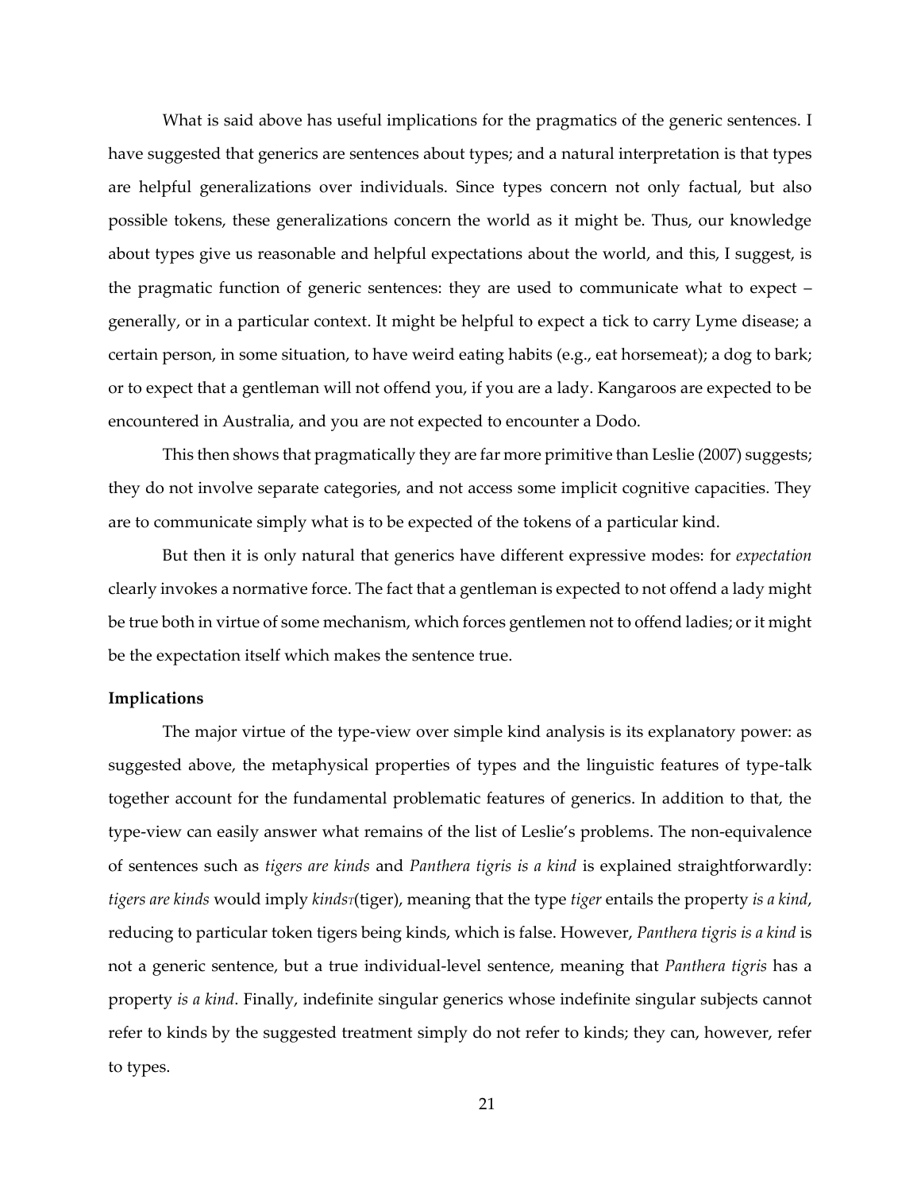What is said above has useful implications for the pragmatics of the generic sentences. I have suggested that generics are sentences about types; and a natural interpretation is that types are helpful generalizations over individuals. Since types concern not only factual, but also possible tokens, these generalizations concern the world as it might be. Thus, our knowledge about types give us reasonable and helpful expectations about the world, and this, I suggest, is the pragmatic function of generic sentences: they are used to communicate what to expect – generally, or in a particular context. It might be helpful to expect a tick to carry Lyme disease; a certain person, in some situation, to have weird eating habits (e.g., eat horsemeat); a dog to bark; or to expect that a gentleman will not offend you, if you are a lady. Kangaroos are expected to be encountered in Australia, and you are not expected to encounter a Dodo.

This then shows that pragmatically they are far more primitive than Leslie (2007) suggests; they do not involve separate categories, and not access some implicit cognitive capacities. They are to communicate simply what is to be expected of the tokens of a particular kind.

But then it is only natural that generics have different expressive modes: for *expectation* clearly invokes a normative force. The fact that a gentleman is expected to not offend a lady might be true both in virtue of some mechanism, which forces gentlemen not to offend ladies; or it might be the expectation itself which makes the sentence true.

**Implications**

The major virtue of the type-view over simple kind analysis is its explanatory power: as suggested above, the metaphysical properties of types and the linguistic features of type-talk together account for the fundamental problematic features of generics. In addition to that, the type-view can easily answer what remains of the list of Leslie's problems. The non-equivalence of sentences such as *tigers are kinds* and *Panthera tigris is a kind* is explained straightforwardly: *tigers are kinds* would imply $kinds_T$(tiger), meaning that the type *tiger* entails the property *is a kind*, reducing to particular token tigers being kinds, which is false. However, *Panthera tigris is a kind* is not a generic sentence, but a true individual-level sentence, meaning that *Panthera tigris* has a property *is a kind*. Finally, indefinite singular generics whose indefinite singular subjects cannot refer to kinds by the suggested treatment simply do not refer to kinds; they can, however, refer to types.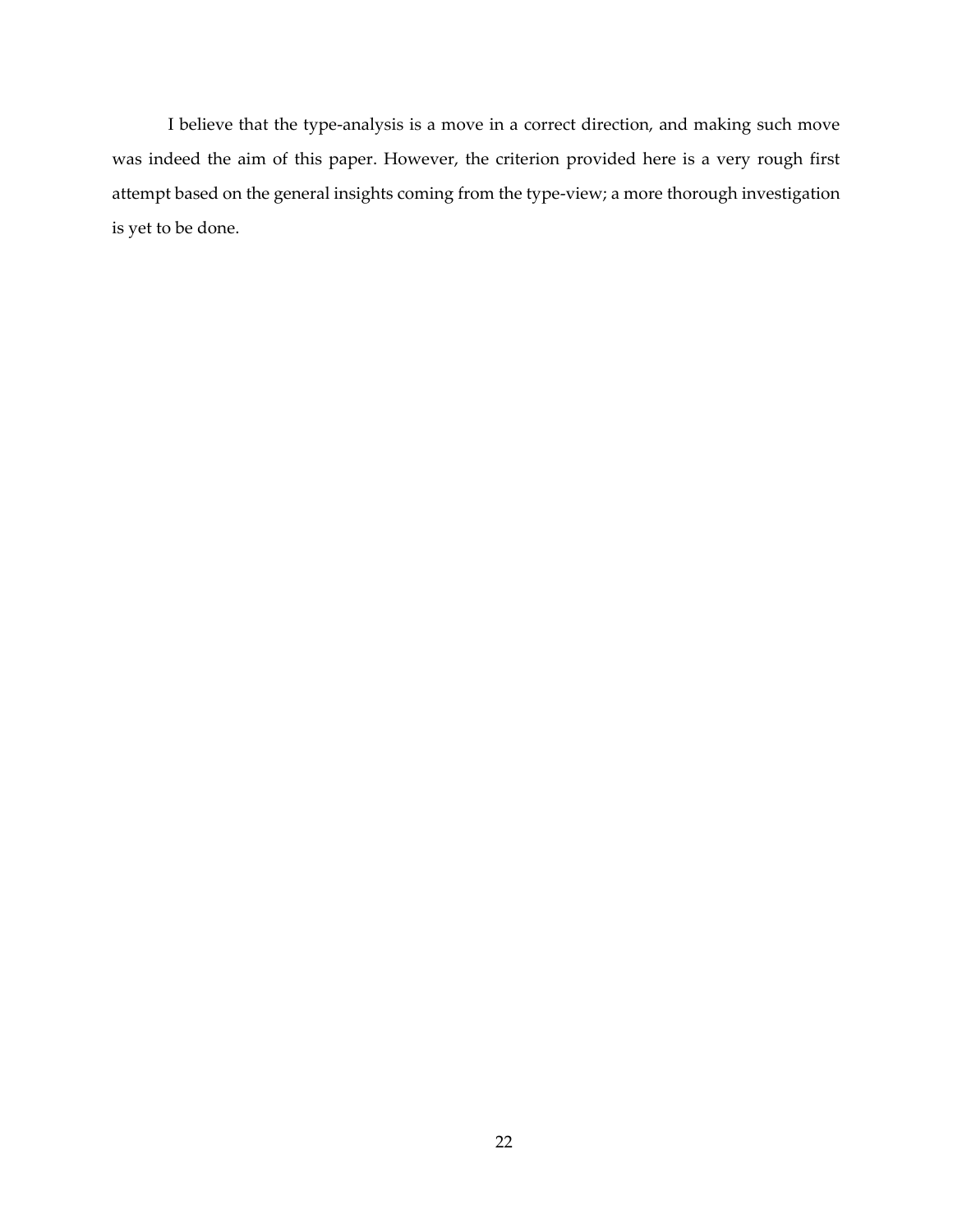I believe that the type-analysis is a move in a correct direction, and making such move was indeed the aim of this paper. However, the criterion provided here is a very rough first attempt based on the general insights coming from the type-view; a more thorough investigation is yet to be done.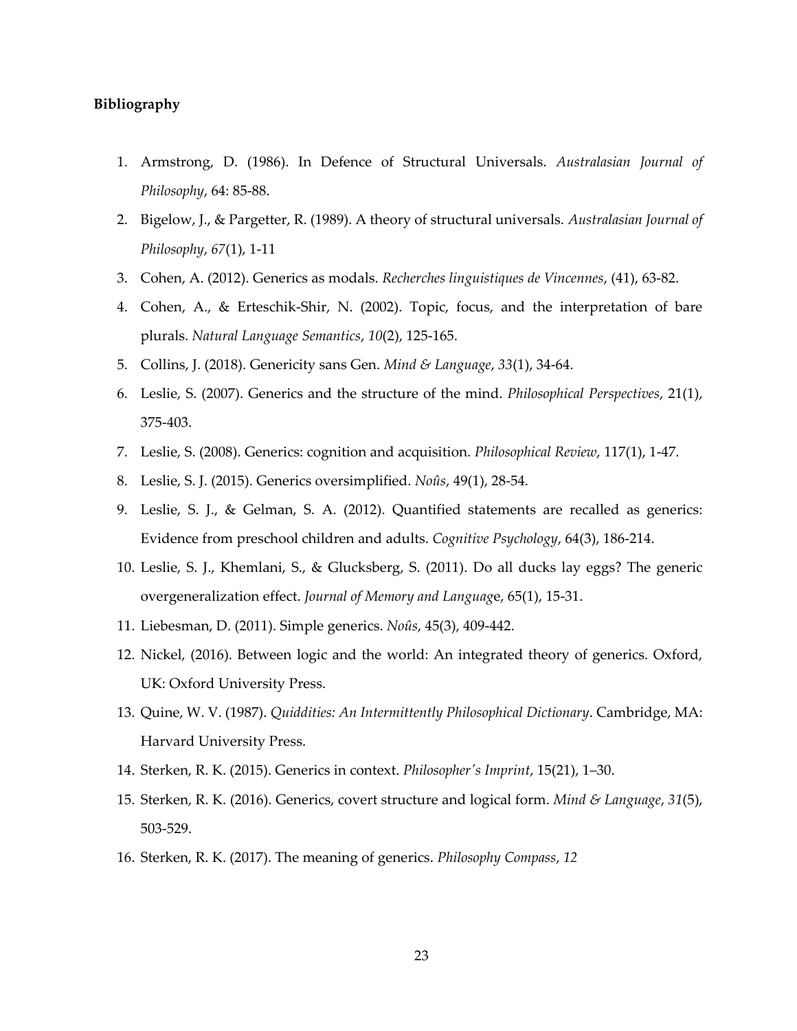**Bibliography**

1. Armstrong, D. (1986). In Defence of Structural Universals. *Australasian Journal of Philosophy*, 64: 85-88.
2. Bigelow, J., & Pargetter, R. (1989). A theory of structural universals. *Australasian Journal of Philosophy*, *67*(1), 1-11
3. Cohen, A. (2012). Generics as modals. *Recherches linguistiques de Vincennes*, (41), 63-82.
4. Cohen, A., & Erteschik-Shir, N. (2002). Topic, focus, and the interpretation of bare plurals. *Natural Language Semantics*, *10*(2), 125-165.
5. Collins, J. (2018). Genericity sans Gen. *Mind & Language*, *33*(1), 34-64.
6. Leslie, S. (2007). Generics and the structure of the mind. *Philosophical Perspectives*, 21(1), 375-403.
7. Leslie, S. (2008). Generics: cognition and acquisition. *Philosophical Review*, 117(1), 1-47.
8. Leslie, S. J. (2015). Generics oversimplified. *Noûs*, 49(1), 28-54.
9. Leslie, S. J., & Gelman, S. A. (2012). Quantified statements are recalled as generics: Evidence from preschool children and adults. *Cognitive Psychology*, 64(3), 186-214.
10. Leslie, S. J., Khemlani, S., & Glucksberg, S. (2011). Do all ducks lay eggs? The generic overgeneralization effect. *Journal of Memory and Language*, 65(1), 15-31.
11. Liebesman, D. (2011). Simple generics. *Noûs*, 45(3), 409-442.
12. Nickel, (2016). Between logic and the world: An integrated theory of generics. Oxford, UK: Oxford University Press.
13. Quine, W. V. (1987). *Quiddities: An Intermittently Philosophical Dictionary*. Cambridge, MA: Harvard University Press.
14. Sterken, R. K. (2015). Generics in context. *Philosopher's Imprint*, 15(21), 1–30.
15. Sterken, R. K. (2016). Generics, covert structure and logical form. *Mind & Language*, *31*(5), 503-529.
16. Sterken, R. K. (2017). The meaning of generics. *Philosophy Compass*, *12*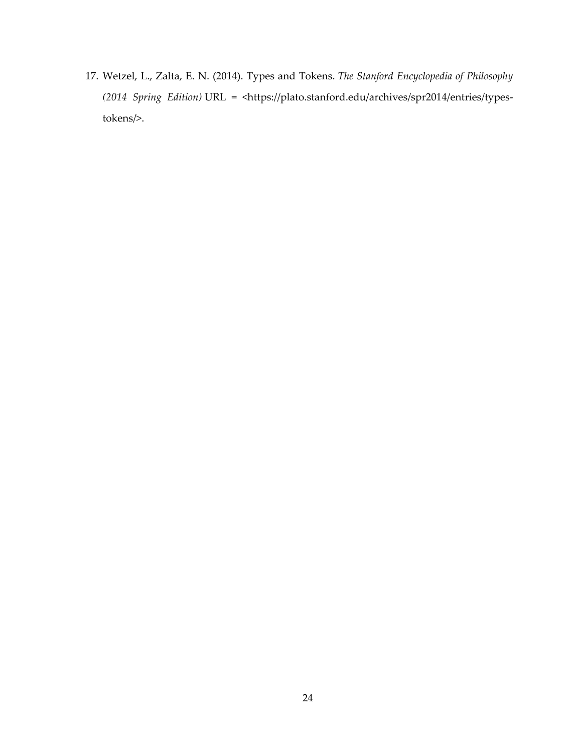17. Wetzel, L., Zalta, E. N. (2014). Types and Tokens. *The Stanford Encyclopedia of Philosophy (2014 Spring Edition)* URL = <https://plato.stanford.edu/archives/spr2014/entries/types-tokens/>.